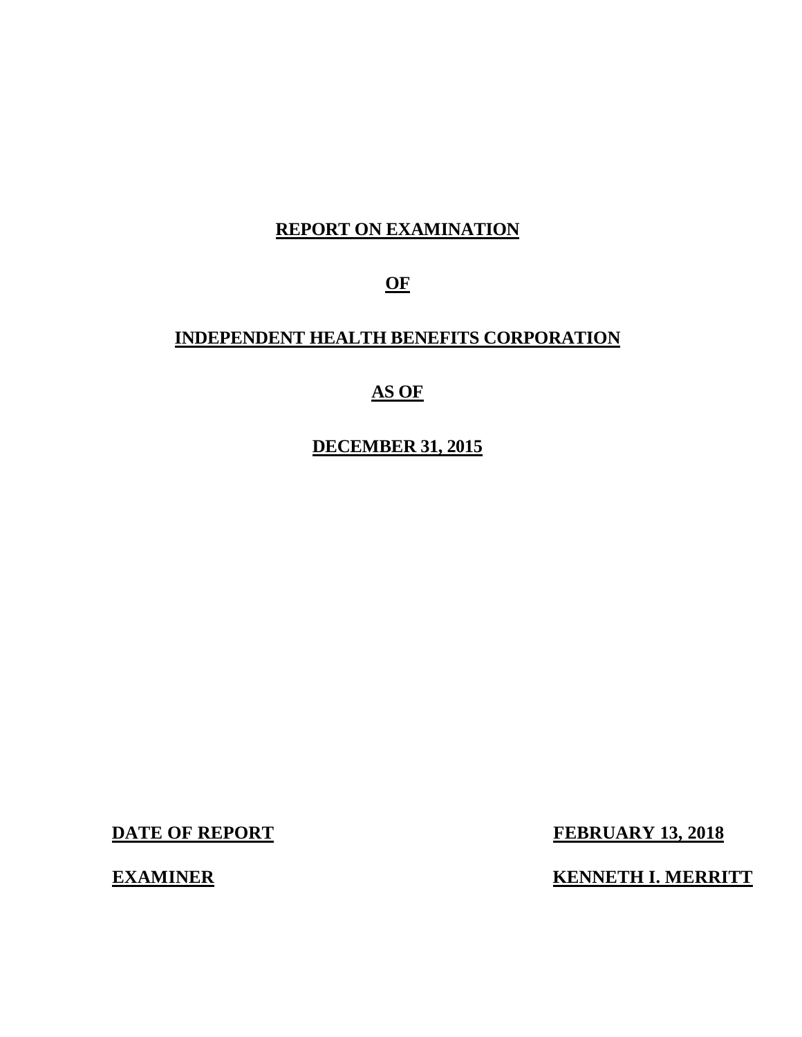# REPORT ON EXAMINATION

# OF

# INDEPENDENT HEALTH BENEFITS CORPORATION

# AS OF

# DECEMBER 31, 2015

| | |
|---|---|
| **DATE OF REPORT** | **FEBRUARY 13, 2018** |
| **EXAMINER** | **KENNETH I. MERRITT** |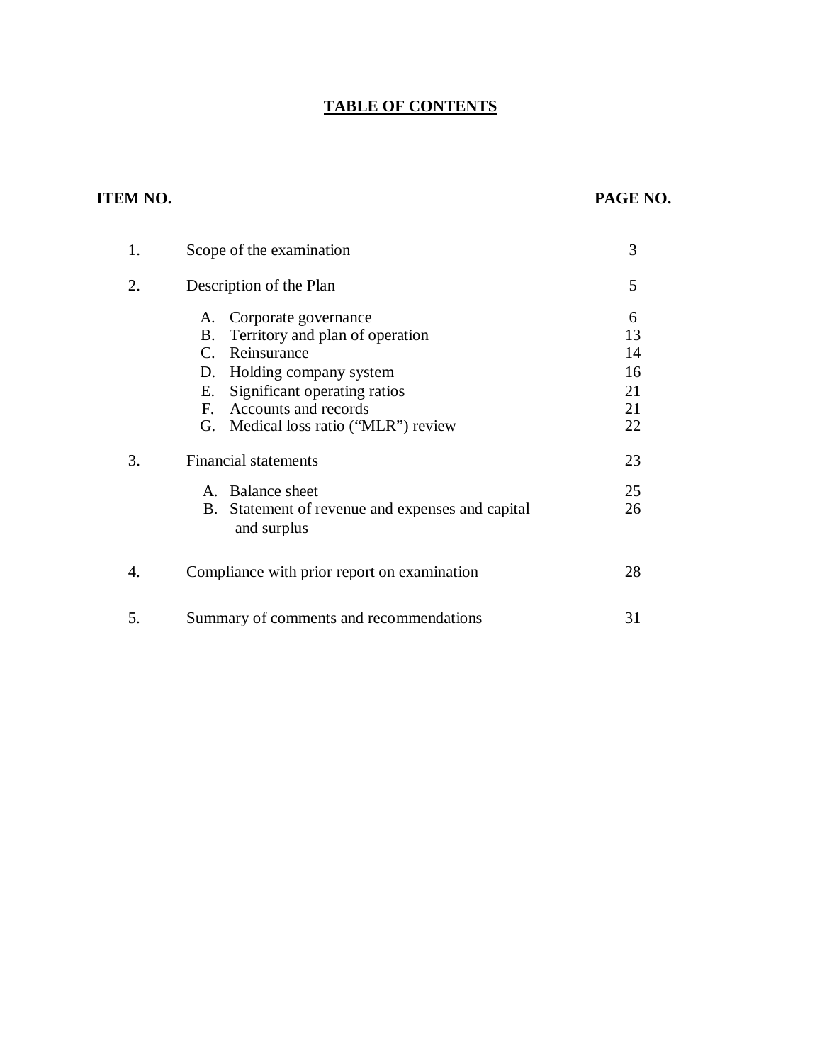# TABLE OF CONTENTS

| ITEM NO. | | PAGE NO. |
|---|---|---|
| 1. | Scope of the examination | 3 |
| 2. | Description of the Plan | 5 |
| | A. Corporate governance | 6 |
| | B. Territory and plan of operation | 13 |
| | C. Reinsurance | 14 |
| | D. Holding company system | 16 |
| | E. Significant operating ratios | 21 |
| | F. Accounts and records | 21 |
| | G. Medical loss ratio ("MLR") review | 22 |
| 3. | Financial statements | 23 |
| | A. Balance sheet | 25 |
| | B. Statement of revenue and expenses and capital and surplus | 26 |
| 4. | Compliance with prior report on examination | 28 |
| 5. | Summary of comments and recommendations | 31 |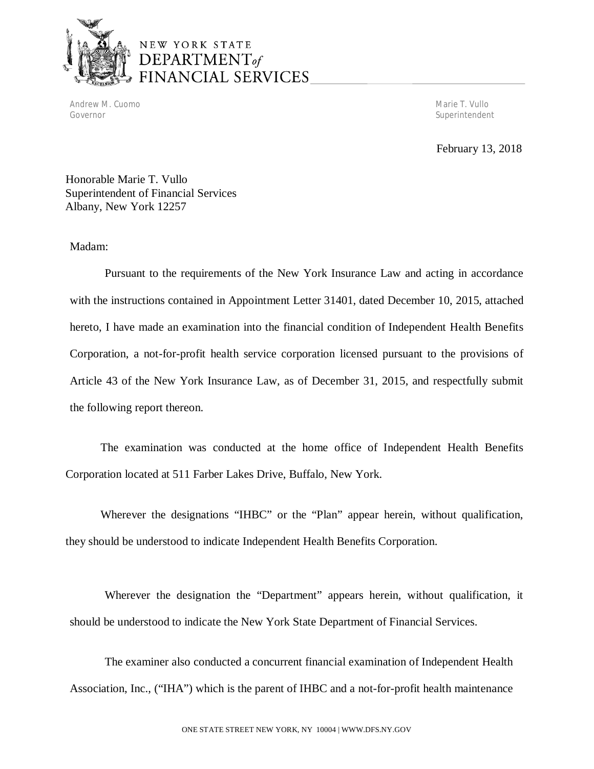NEW YORK STATE
DEPARTMENT *of*
FINANCIAL SERVICES

Andrew M. Cuomo
Governor

Marie T. Vullo
Superintendent

February 13, 2018

Honorable Marie T. Vullo
Superintendent of Financial Services
Albany, New York 12257

Madam:

Pursuant to the requirements of the New York Insurance Law and acting in accordance with the instructions contained in Appointment Letter 31401, dated December 10, 2015, attached hereto, I have made an examination into the financial condition of Independent Health Benefits Corporation, a not-for-profit health service corporation licensed pursuant to the provisions of Article 43 of the New York Insurance Law, as of December 31, 2015, and respectfully submit the following report thereon.

The examination was conducted at the home office of Independent Health Benefits Corporation located at 511 Farber Lakes Drive, Buffalo, New York.

Wherever the designations "IHBC" or the "Plan" appear herein, without qualification, they should be understood to indicate Independent Health Benefits Corporation.

Wherever the designation the "Department" appears herein, without qualification, it should be understood to indicate the New York State Department of Financial Services.

The examiner also conducted a concurrent financial examination of Independent Health Association, Inc., ("IHA") which is the parent of IHBC and a not-for-profit health maintenance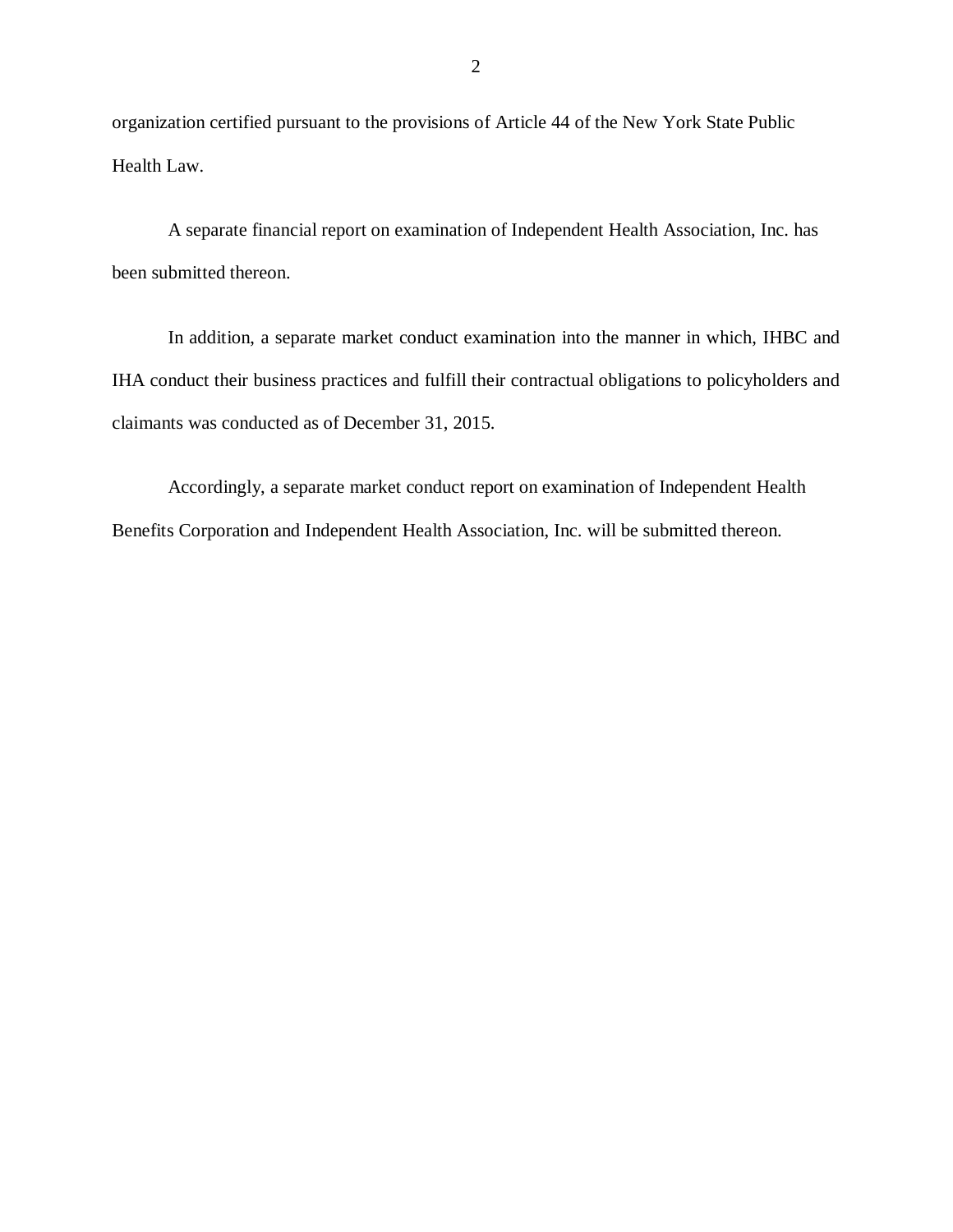organization certified pursuant to the provisions of Article 44 of the New York State Public Health Law.

A separate financial report on examination of Independent Health Association, Inc. has been submitted thereon.

In addition, a separate market conduct examination into the manner in which, IHBC and IHA conduct their business practices and fulfill their contractual obligations to policyholders and claimants was conducted as of December 31, 2015.

Accordingly, a separate market conduct report on examination of Independent Health Benefits Corporation and Independent Health Association, Inc. will be submitted thereon.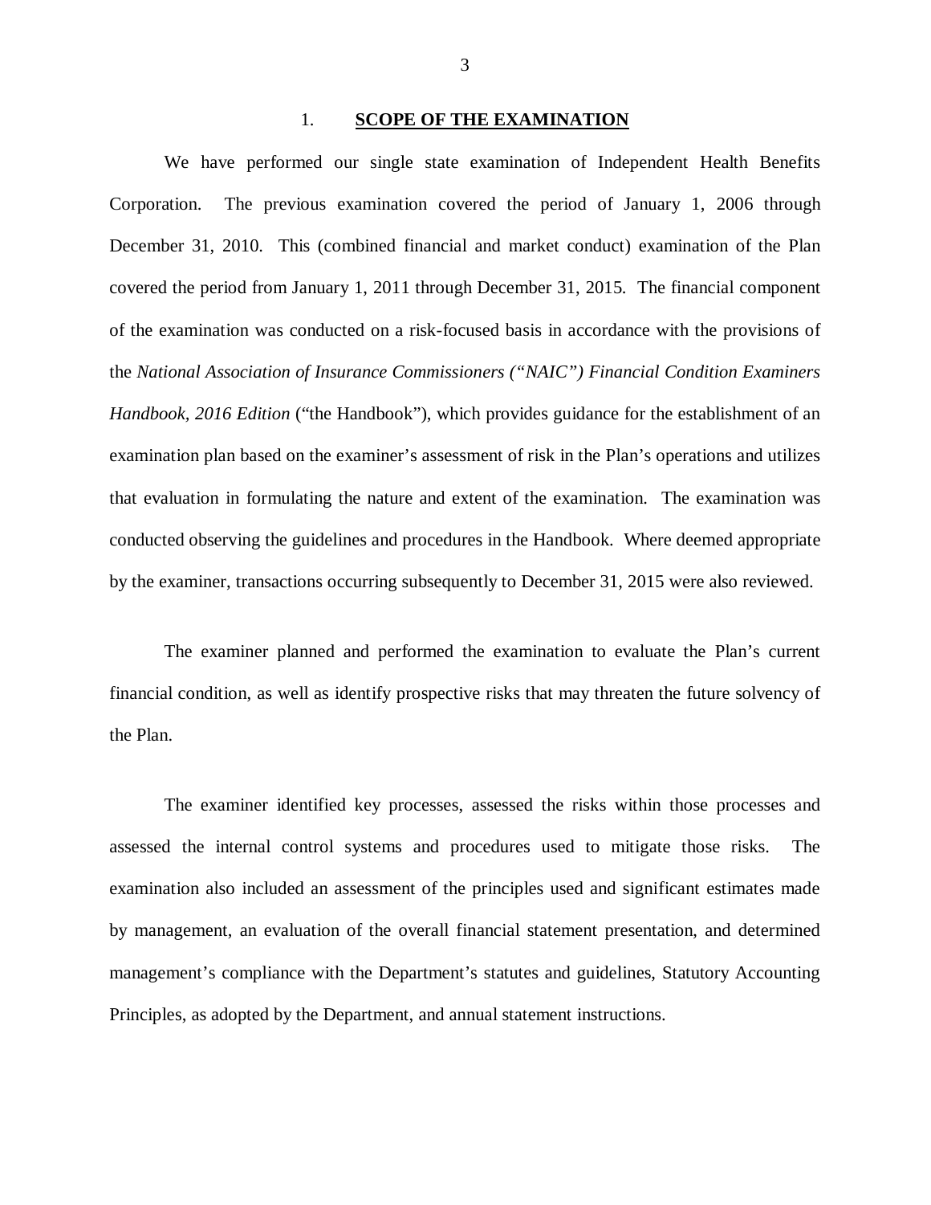## 1. **SCOPE OF THE EXAMINATION**

We have performed our single state examination of Independent Health Benefits Corporation. The previous examination covered the period of January 1, 2006 through December 31, 2010. This (combined financial and market conduct) examination of the Plan covered the period from January 1, 2011 through December 31, 2015. The financial component of the examination was conducted on a risk-focused basis in accordance with the provisions of the *National Association of Insurance Commissioners ("NAIC") Financial Condition Examiners Handbook, 2016 Edition* ("the Handbook"), which provides guidance for the establishment of an examination plan based on the examiner's assessment of risk in the Plan's operations and utilizes that evaluation in formulating the nature and extent of the examination. The examination was conducted observing the guidelines and procedures in the Handbook. Where deemed appropriate by the examiner, transactions occurring subsequently to December 31, 2015 were also reviewed.

The examiner planned and performed the examination to evaluate the Plan's current financial condition, as well as identify prospective risks that may threaten the future solvency of the Plan.

The examiner identified key processes, assessed the risks within those processes and assessed the internal control systems and procedures used to mitigate those risks. The examination also included an assessment of the principles used and significant estimates made by management, an evaluation of the overall financial statement presentation, and determined management's compliance with the Department's statutes and guidelines, Statutory Accounting Principles, as adopted by the Department, and annual statement instructions.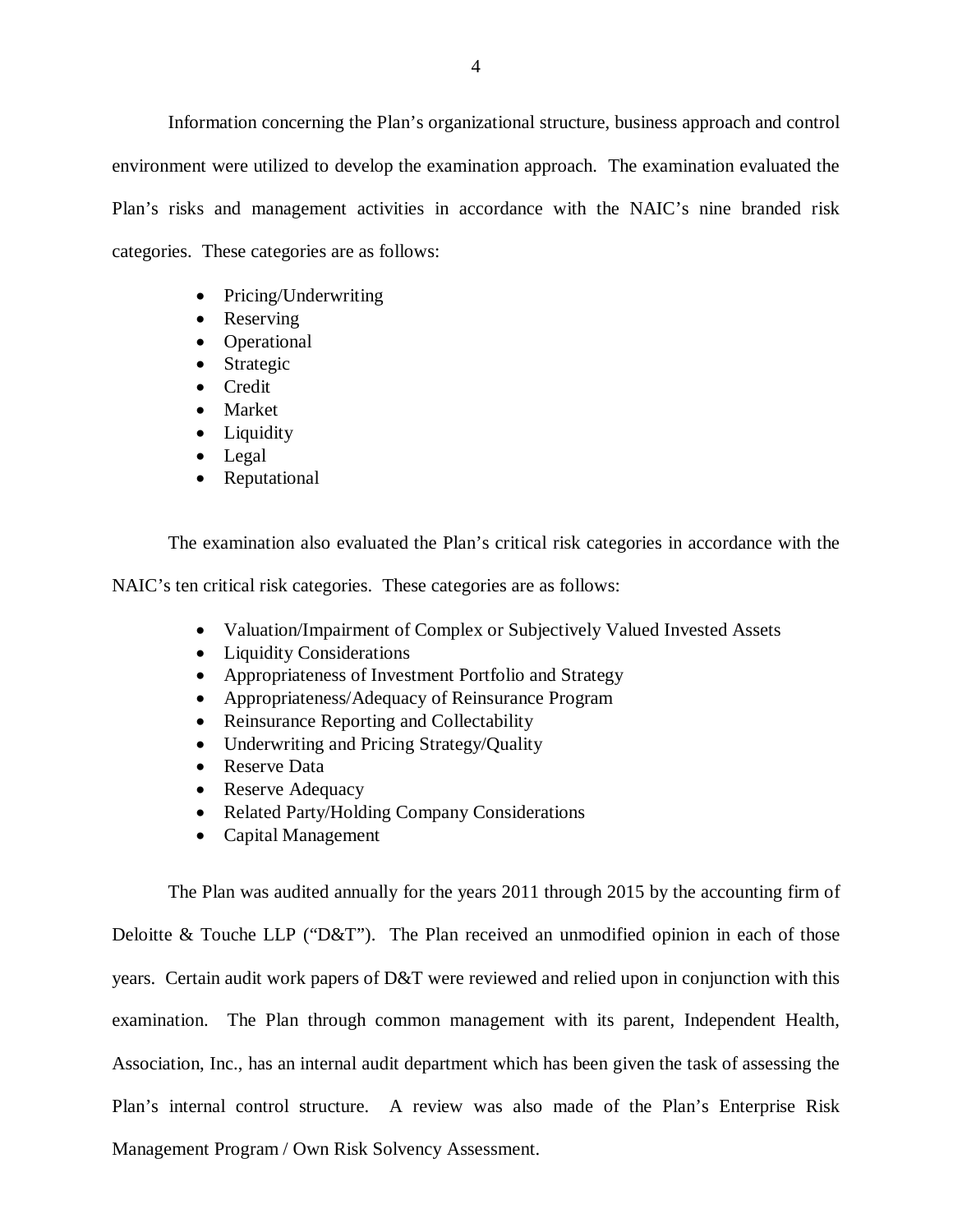Information concerning the Plan's organizational structure, business approach and control environment were utilized to develop the examination approach. The examination evaluated the Plan's risks and management activities in accordance with the NAIC's nine branded risk categories. These categories are as follows:

- Pricing/Underwriting
- Reserving
- Operational
- Strategic
- Credit
- Market
- Liquidity
- Legal
- Reputational

The examination also evaluated the Plan's critical risk categories in accordance with the NAIC's ten critical risk categories. These categories are as follows:

- Valuation/Impairment of Complex or Subjectively Valued Invested Assets
- Liquidity Considerations
- Appropriateness of Investment Portfolio and Strategy
- Appropriateness/Adequacy of Reinsurance Program
- Reinsurance Reporting and Collectability
- Underwriting and Pricing Strategy/Quality
- Reserve Data
- Reserve Adequacy
- Related Party/Holding Company Considerations
- Capital Management

The Plan was audited annually for the years 2011 through 2015 by the accounting firm of Deloitte & Touche LLP ("D&T"). The Plan received an unmodified opinion in each of those years. Certain audit work papers of D&T were reviewed and relied upon in conjunction with this examination. The Plan through common management with its parent, Independent Health, Association, Inc., has an internal audit department which has been given the task of assessing the Plan's internal control structure. A review was also made of the Plan's Enterprise Risk Management Program / Own Risk Solvency Assessment.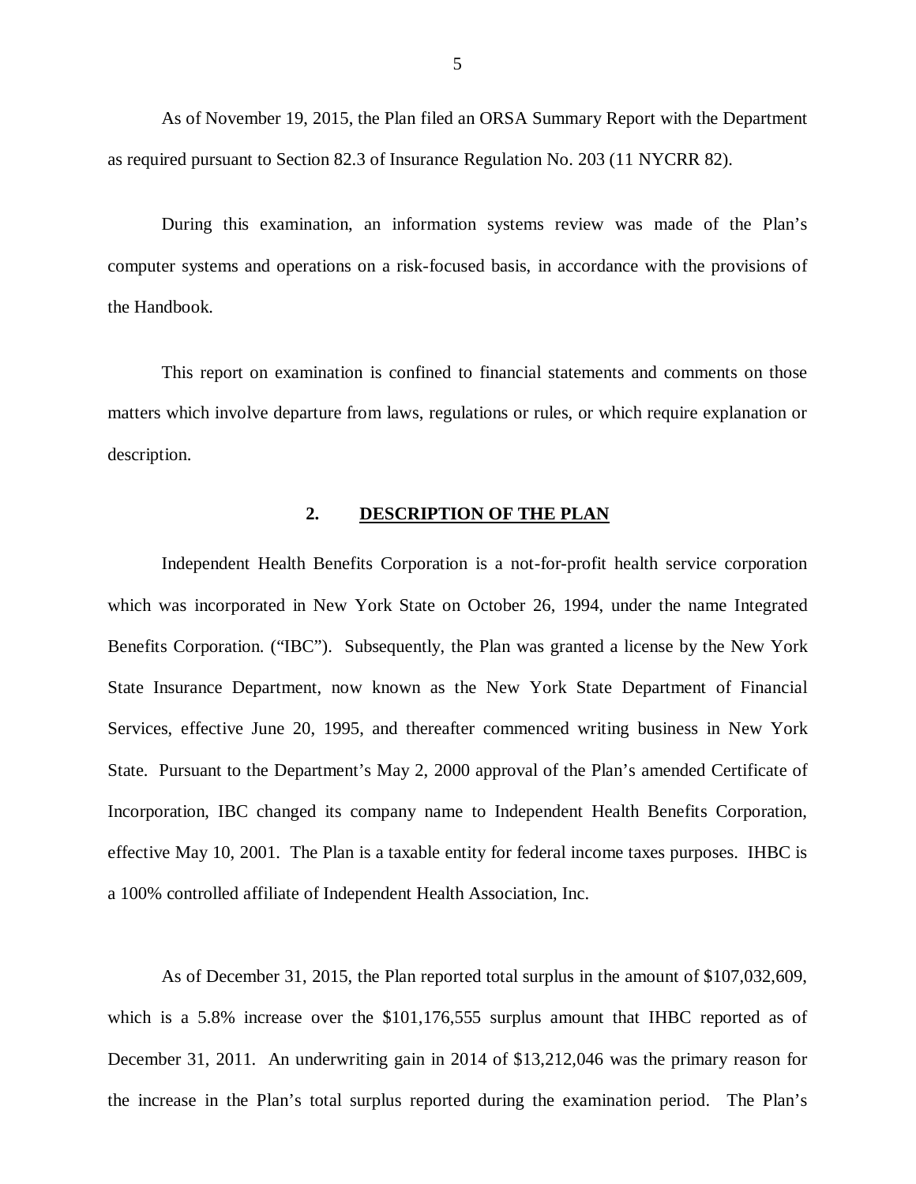As of November 19, 2015, the Plan filed an ORSA Summary Report with the Department as required pursuant to Section 82.3 of Insurance Regulation No. 203 (11 NYCRR 82).

During this examination, an information systems review was made of the Plan's computer systems and operations on a risk-focused basis, in accordance with the provisions of the Handbook.

This report on examination is confined to financial statements and comments on those matters which involve departure from laws, regulations or rules, or which require explanation or description.

## 2. DESCRIPTION OF THE PLAN

Independent Health Benefits Corporation is a not-for-profit health service corporation which was incorporated in New York State on October 26, 1994, under the name Integrated Benefits Corporation. ("IBC"). Subsequently, the Plan was granted a license by the New York State Insurance Department, now known as the New York State Department of Financial Services, effective June 20, 1995, and thereafter commenced writing business in New York State. Pursuant to the Department's May 2, 2000 approval of the Plan's amended Certificate of Incorporation, IBC changed its company name to Independent Health Benefits Corporation, effective May 10, 2001. The Plan is a taxable entity for federal income taxes purposes. IHBC is a 100% controlled affiliate of Independent Health Association, Inc.

As of December 31, 2015, the Plan reported total surplus in the amount of $107,032,609, which is a 5.8% increase over the $101,176,555 surplus amount that IHBC reported as of December 31, 2011. An underwriting gain in 2014 of $13,212,046 was the primary reason for the increase in the Plan's total surplus reported during the examination period. The Plan's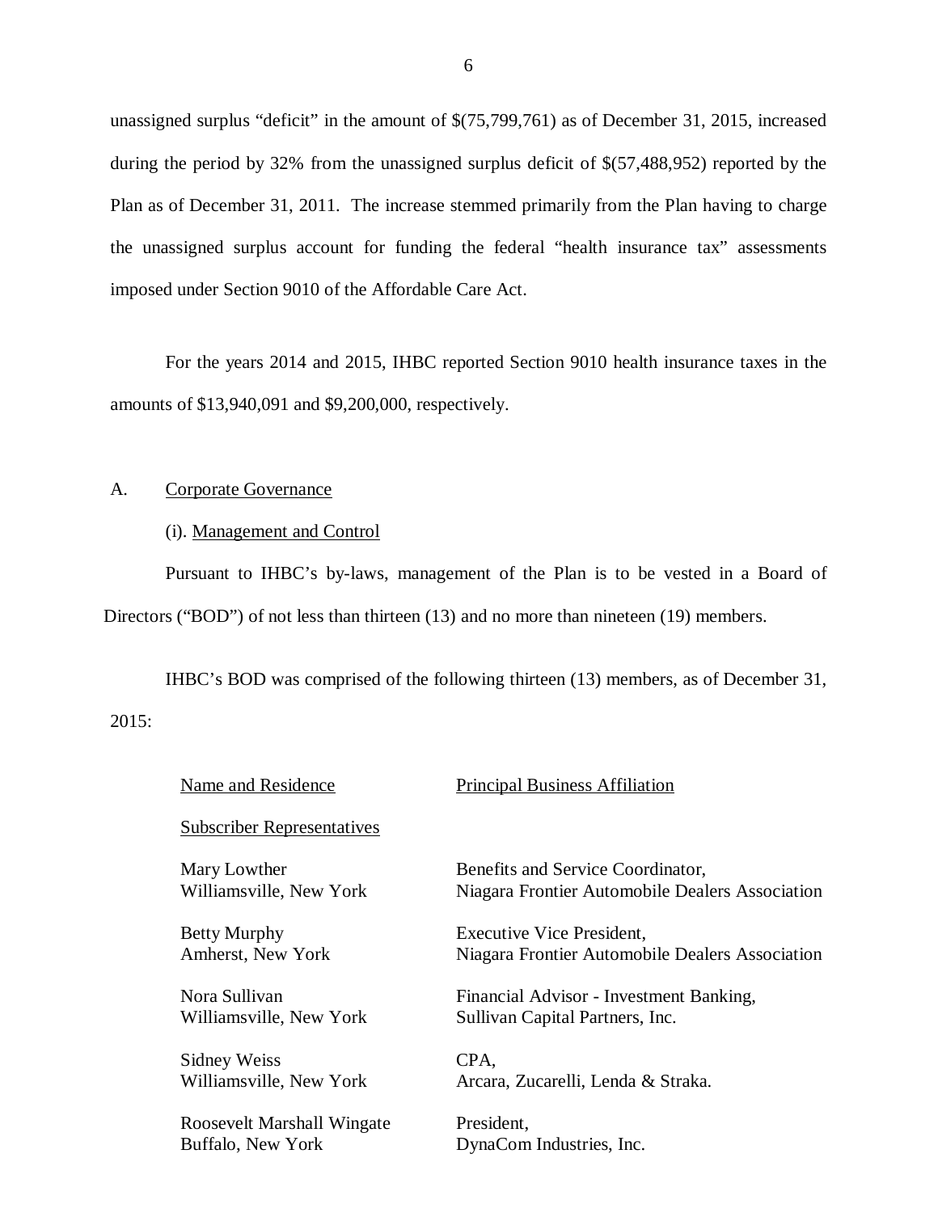unassigned surplus "deficit" in the amount of \$(75,799,761) as of December 31, 2015, increased during the period by 32% from the unassigned surplus deficit of \$(57,488,952) reported by the Plan as of December 31, 2011. The increase stemmed primarily from the Plan having to charge the unassigned surplus account for funding the federal "health insurance tax" assessments imposed under Section 9010 of the Affordable Care Act.

For the years 2014 and 2015, IHBC reported Section 9010 health insurance taxes in the amounts of \$13,940,091 and \$9,200,000, respectively.

A. Corporate Governance

(i). Management and Control

Pursuant to IHBC's by-laws, management of the Plan is to be vested in a Board of Directors ("BOD") of not less than thirteen (13) and no more than nineteen (19) members.

IHBC's BOD was comprised of the following thirteen (13) members, as of December 31, 2015:

| Name and Residence | Principal Business Affiliation |
|---|---|
| Subscriber Representatives | |
| Mary Lowther<br>Williamsville, New York | Benefits and Service Coordinator,<br>Niagara Frontier Automobile Dealers Association |
| Betty Murphy<br>Amherst, New York | Executive Vice President,<br>Niagara Frontier Automobile Dealers Association |
| Nora Sullivan<br>Williamsville, New York | Financial Advisor - Investment Banking,<br>Sullivan Capital Partners, Inc. |
| Sidney Weiss<br>Williamsville, New York | CPA,<br>Arcara, Zucarelli, Lenda & Straka. |
| Roosevelt Marshall Wingate<br>Buffalo, New York | President,<br>DynaCom Industries, Inc. |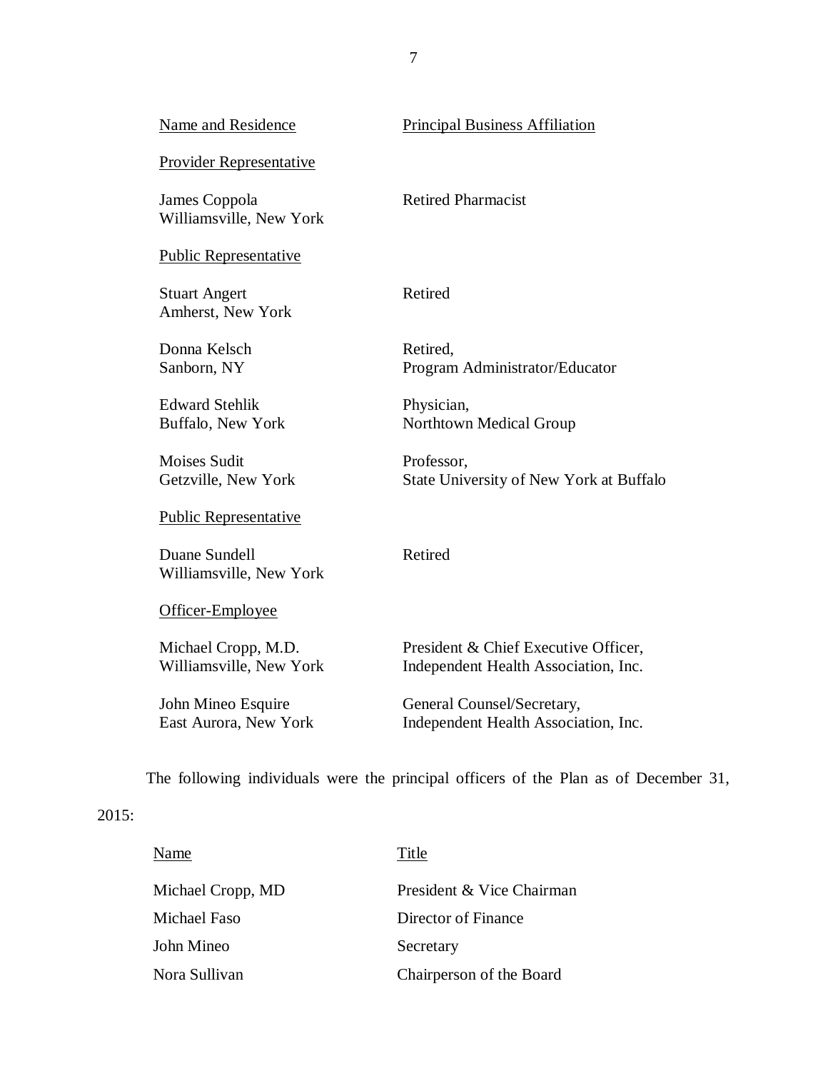| Name and Residence | Principal Business Affiliation |
|---|---|
| Provider Representative | |
| James Coppola<br>Williamsville, New York | Retired Pharmacist |
| Public Representative | |
| Stuart Angert<br>Amherst, New York | Retired |
| Donna Kelsch<br>Sanborn, NY | Retired,<br>Program Administrator/Educator |
| Edward Stehlik<br>Buffalo, New York | Physician,<br>Northtown Medical Group |
| Moises Sudit<br>Getzville, New York | Professor,<br>State University of New York at Buffalo |
| Public Representative | |
| Duane Sundell<br>Williamsville, New York | Retired |
| Officer-Employee | |
| Michael Cropp, M.D.<br>Williamsville, New York | President & Chief Executive Officer,<br>Independent Health Association, Inc. |
| John Mineo Esquire<br>East Aurora, New York | General Counsel/Secretary,<br>Independent Health Association, Inc. |

The following individuals were the principal officers of the Plan as of December 31, 2015:

| Name | Title |
|---|---|
| Michael Cropp, MD | President & Vice Chairman |
| Michael Faso | Director of Finance |
| John Mineo | Secretary |
| Nora Sullivan | Chairperson of the Board |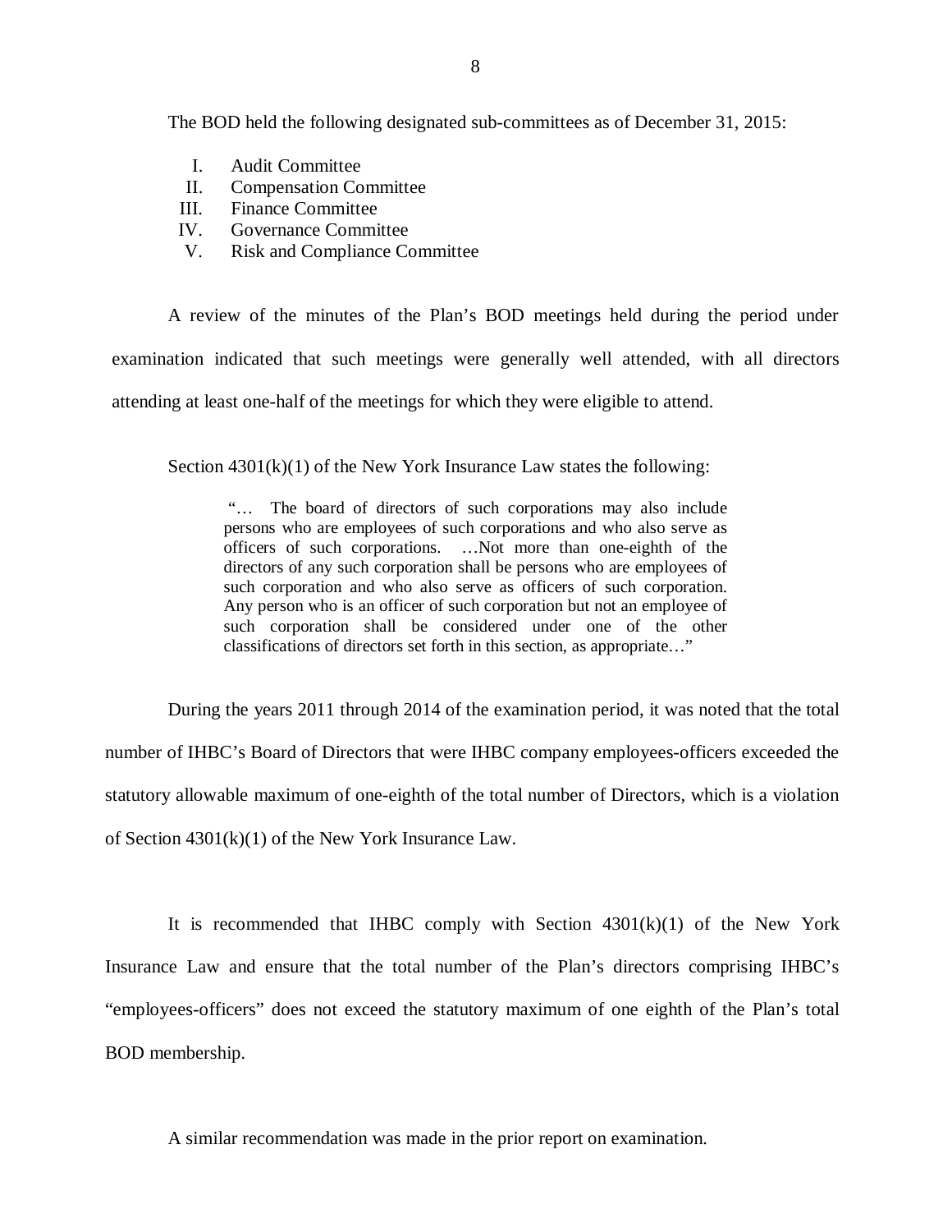The BOD held the following designated sub-committees as of December 31, 2015:

I. Audit Committee
II. Compensation Committee
III. Finance Committee
IV. Governance Committee
V. Risk and Compliance Committee

A review of the minutes of the Plan's BOD meetings held during the period under examination indicated that such meetings were generally well attended, with all directors attending at least one-half of the meetings for which they were eligible to attend.

Section 4301(k)(1) of the New York Insurance Law states the following:

> "… The board of directors of such corporations may also include persons who are employees of such corporations and who also serve as officers of such corporations. …Not more than one-eighth of the directors of any such corporation shall be persons who are employees of such corporation and who also serve as officers of such corporation. Any person who is an officer of such corporation but not an employee of such corporation shall be considered under one of the other classifications of directors set forth in this section, as appropriate…"

During the years 2011 through 2014 of the examination period, it was noted that the total number of IHBC's Board of Directors that were IHBC company employees-officers exceeded the statutory allowable maximum of one-eighth of the total number of Directors, which is a violation of Section 4301(k)(1) of the New York Insurance Law.

It is recommended that IHBC comply with Section 4301(k)(1) of the New York Insurance Law and ensure that the total number of the Plan's directors comprising IHBC's "employees-officers" does not exceed the statutory maximum of one eighth of the Plan's total BOD membership.

A similar recommendation was made in the prior report on examination.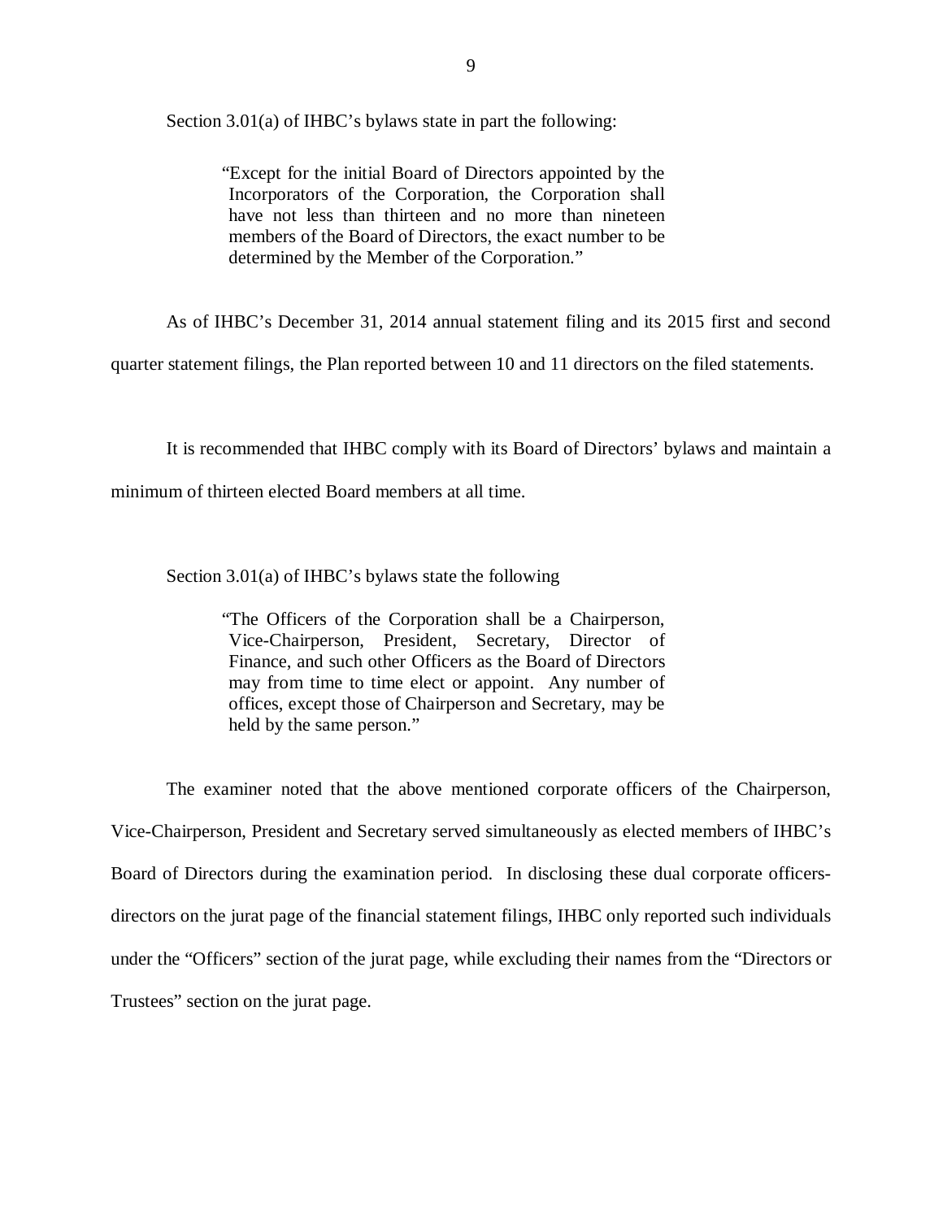Section 3.01(a) of IHBC's bylaws state in part the following:

> "Except for the initial Board of Directors appointed by the Incorporators of the Corporation, the Corporation shall have not less than thirteen and no more than nineteen members of the Board of Directors, the exact number to be determined by the Member of the Corporation."

As of IHBC's December 31, 2014 annual statement filing and its 2015 first and second quarter statement filings, the Plan reported between 10 and 11 directors on the filed statements.

It is recommended that IHBC comply with its Board of Directors' bylaws and maintain a minimum of thirteen elected Board members at all time.

Section 3.01(a) of IHBC's bylaws state the following

> "The Officers of the Corporation shall be a Chairperson, Vice-Chairperson, President, Secretary, Director of Finance, and such other Officers as the Board of Directors may from time to time elect or appoint. Any number of offices, except those of Chairperson and Secretary, may be held by the same person."

The examiner noted that the above mentioned corporate officers of the Chairperson, Vice-Chairperson, President and Secretary served simultaneously as elected members of IHBC's Board of Directors during the examination period. In disclosing these dual corporate officers-directors on the jurat page of the financial statement filings, IHBC only reported such individuals under the "Officers" section of the jurat page, while excluding their names from the "Directors or Trustees" section on the jurat page.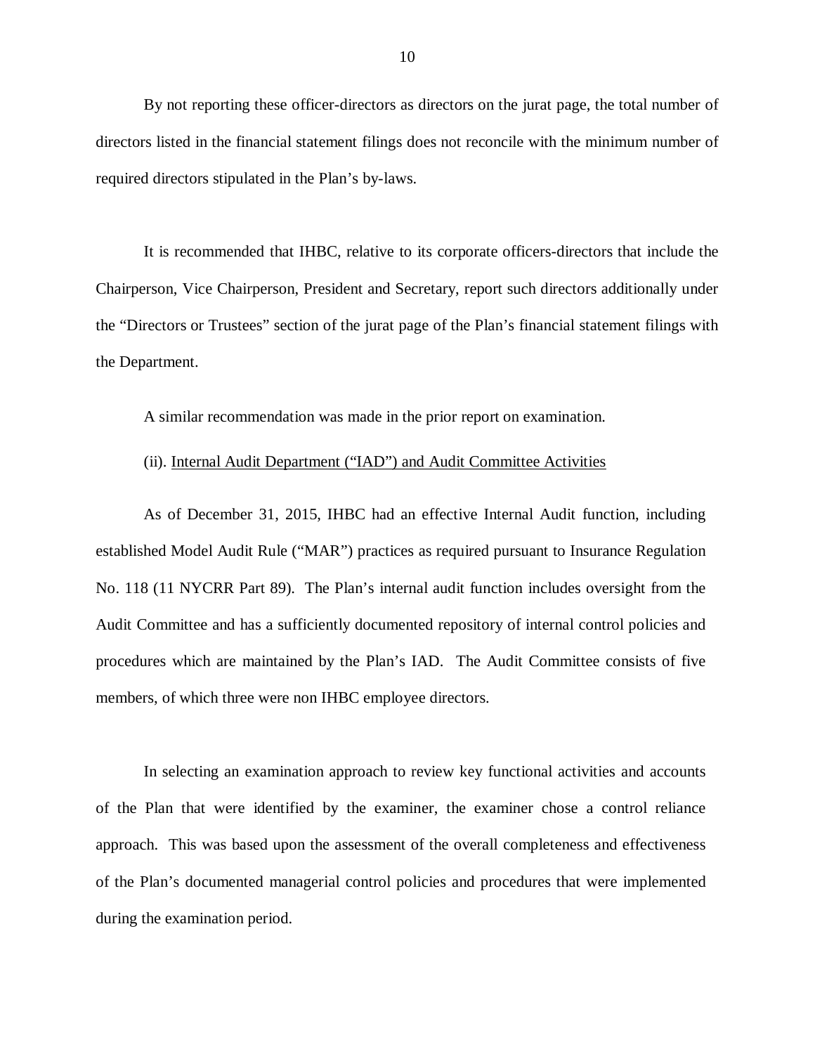By not reporting these officer-directors as directors on the jurat page, the total number of directors listed in the financial statement filings does not reconcile with the minimum number of required directors stipulated in the Plan's by-laws.

It is recommended that IHBC, relative to its corporate officers-directors that include the Chairperson, Vice Chairperson, President and Secretary, report such directors additionally under the "Directors or Trustees" section of the jurat page of the Plan's financial statement filings with the Department.

A similar recommendation was made in the prior report on examination.

(ii). Internal Audit Department ("IAD") and Audit Committee Activities

As of December 31, 2015, IHBC had an effective Internal Audit function, including established Model Audit Rule ("MAR") practices as required pursuant to Insurance Regulation No. 118 (11 NYCRR Part 89). The Plan's internal audit function includes oversight from the Audit Committee and has a sufficiently documented repository of internal control policies and procedures which are maintained by the Plan's IAD. The Audit Committee consists of five members, of which three were non IHBC employee directors.

In selecting an examination approach to review key functional activities and accounts of the Plan that were identified by the examiner, the examiner chose a control reliance approach. This was based upon the assessment of the overall completeness and effectiveness of the Plan's documented managerial control policies and procedures that were implemented during the examination period.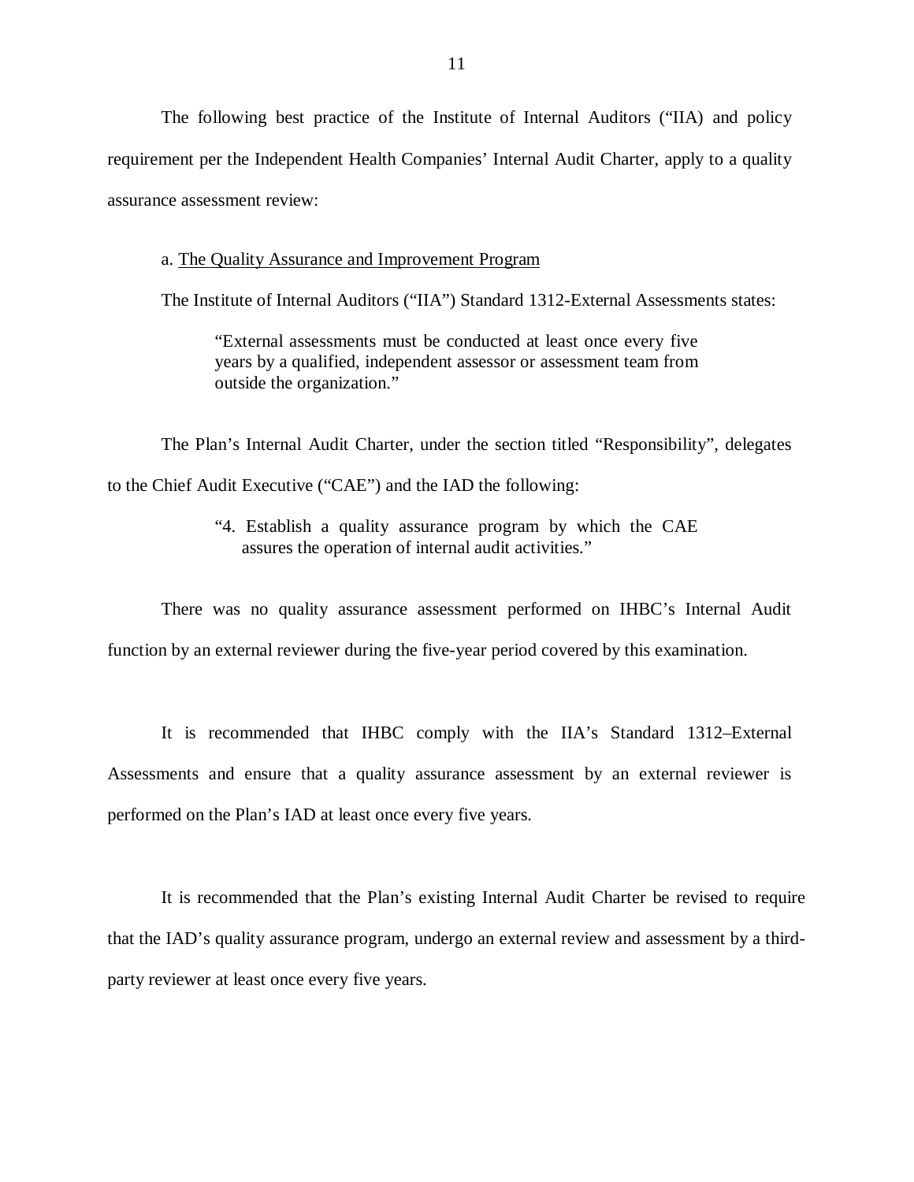The following best practice of the Institute of Internal Auditors ("IIA) and policy requirement per the Independent Health Companies' Internal Audit Charter, apply to a quality assurance assessment review:

a. <u>The Quality Assurance and Improvement Program</u>

The Institute of Internal Auditors ("IIA") Standard 1312-External Assessments states:

> "External assessments must be conducted at least once every five years by a qualified, independent assessor or assessment team from outside the organization."

The Plan's Internal Audit Charter, under the section titled "Responsibility", delegates to the Chief Audit Executive ("CAE") and the IAD the following:

> "4. Establish a quality assurance program by which the CAE assures the operation of internal audit activities."

There was no quality assurance assessment performed on IHBC's Internal Audit function by an external reviewer during the five-year period covered by this examination.

It is recommended that IHBC comply with the IIA's Standard 1312–External Assessments and ensure that a quality assurance assessment by an external reviewer is performed on the Plan's IAD at least once every five years.

It is recommended that the Plan's existing Internal Audit Charter be revised to require that the IAD's quality assurance program, undergo an external review and assessment by a third-party reviewer at least once every five years.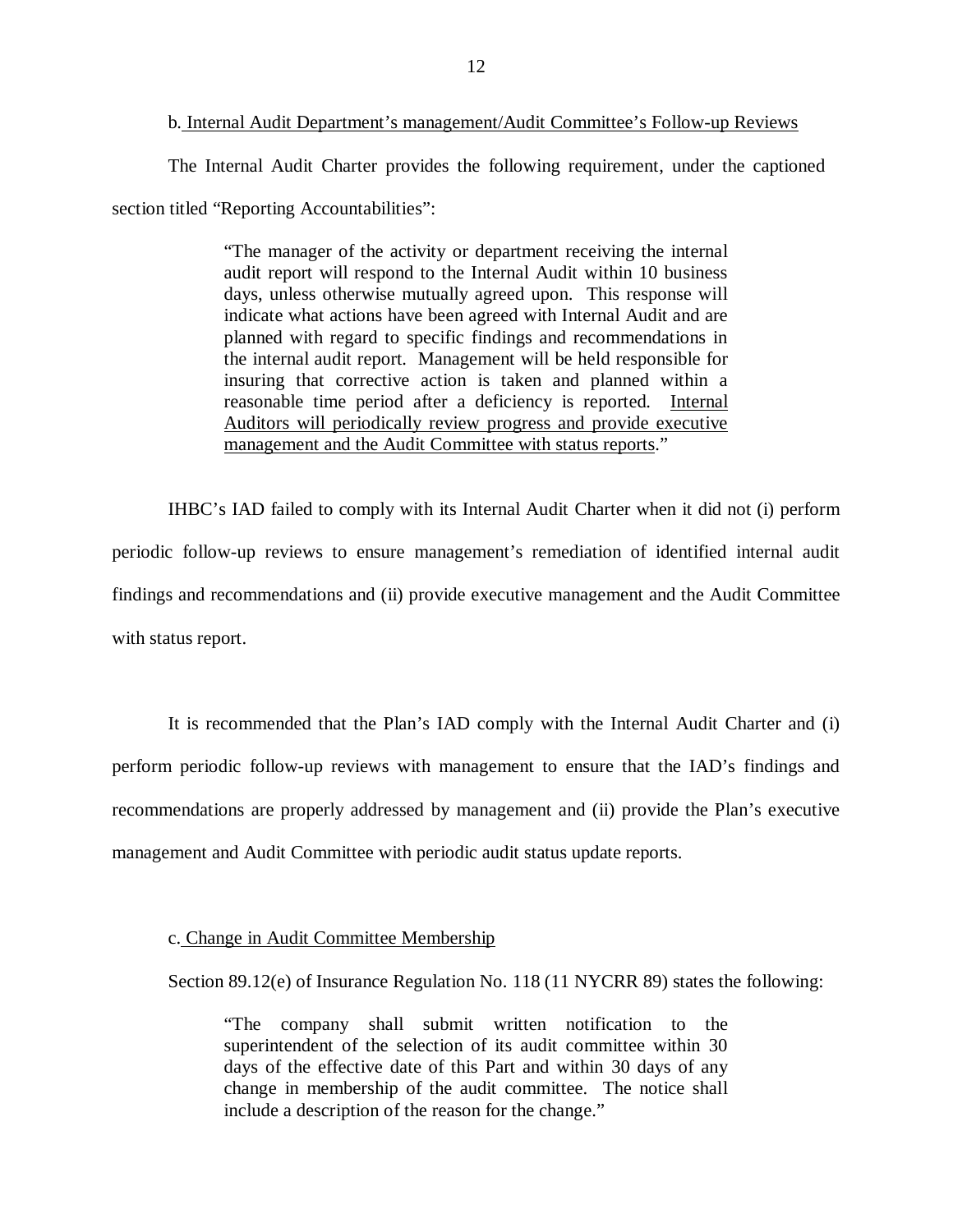b. Internal Audit Department's management/Audit Committee's Follow-up Reviews

The Internal Audit Charter provides the following requirement, under the captioned section titled "Reporting Accountabilities":

> "The manager of the activity or department receiving the internal audit report will respond to the Internal Audit within 10 business days, unless otherwise mutually agreed upon. This response will indicate what actions have been agreed with Internal Audit and are planned with regard to specific findings and recommendations in the internal audit report. Management will be held responsible for insuring that corrective action is taken and planned within a reasonable time period after a deficiency is reported. Internal Auditors will periodically review progress and provide executive management and the Audit Committee with status reports."

IHBC's IAD failed to comply with its Internal Audit Charter when it did not (i) perform periodic follow-up reviews to ensure management's remediation of identified internal audit findings and recommendations and (ii) provide executive management and the Audit Committee with status report.

It is recommended that the Plan's IAD comply with the Internal Audit Charter and (i) perform periodic follow-up reviews with management to ensure that the IAD's findings and recommendations are properly addressed by management and (ii) provide the Plan's executive management and Audit Committee with periodic audit status update reports.

c. Change in Audit Committee Membership

Section 89.12(e) of Insurance Regulation No. 118 (11 NYCRR 89) states the following:

> "The company shall submit written notification to the superintendent of the selection of its audit committee within 30 days of the effective date of this Part and within 30 days of any change in membership of the audit committee. The notice shall include a description of the reason for the change."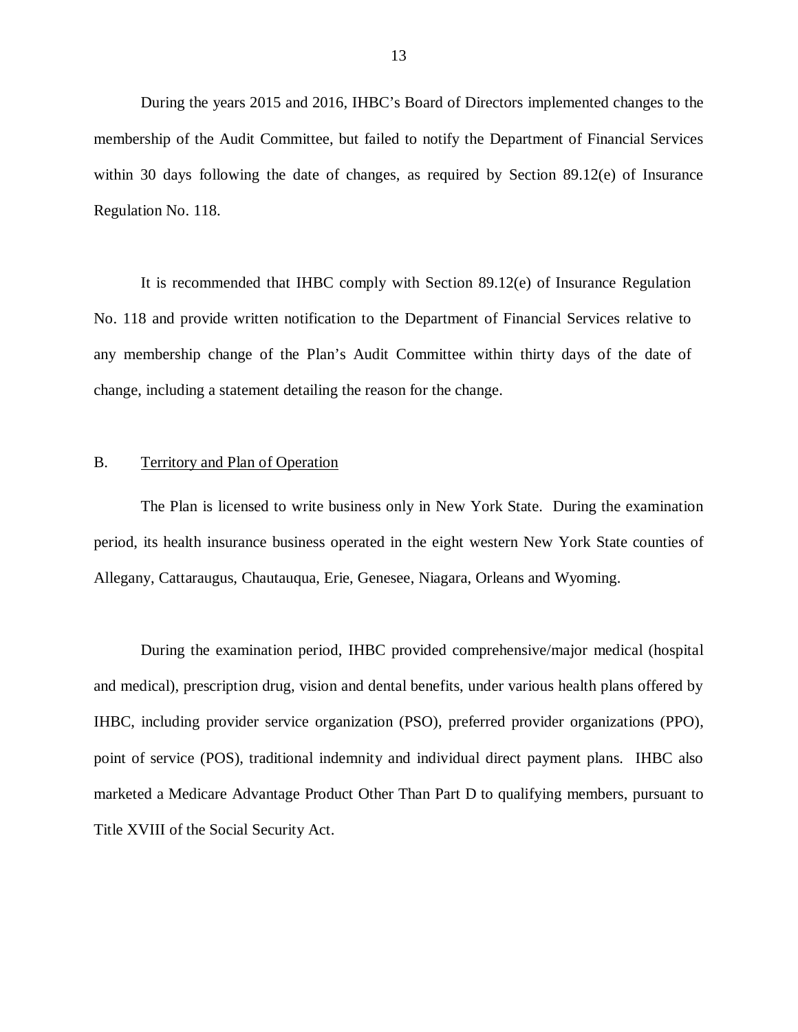During the years 2015 and 2016, IHBC's Board of Directors implemented changes to the membership of the Audit Committee, but failed to notify the Department of Financial Services within 30 days following the date of changes, as required by Section 89.12(e) of Insurance Regulation No. 118.

It is recommended that IHBC comply with Section 89.12(e) of Insurance Regulation No. 118 and provide written notification to the Department of Financial Services relative to any membership change of the Plan's Audit Committee within thirty days of the date of change, including a statement detailing the reason for the change.

## B. Territory and Plan of Operation

The Plan is licensed to write business only in New York State. During the examination period, its health insurance business operated in the eight western New York State counties of Allegany, Cattaraugus, Chautauqua, Erie, Genesee, Niagara, Orleans and Wyoming.

During the examination period, IHBC provided comprehensive/major medical (hospital and medical), prescription drug, vision and dental benefits, under various health plans offered by IHBC, including provider service organization (PSO), preferred provider organizations (PPO), point of service (POS), traditional indemnity and individual direct payment plans. IHBC also marketed a Medicare Advantage Product Other Than Part D to qualifying members, pursuant to Title XVIII of the Social Security Act.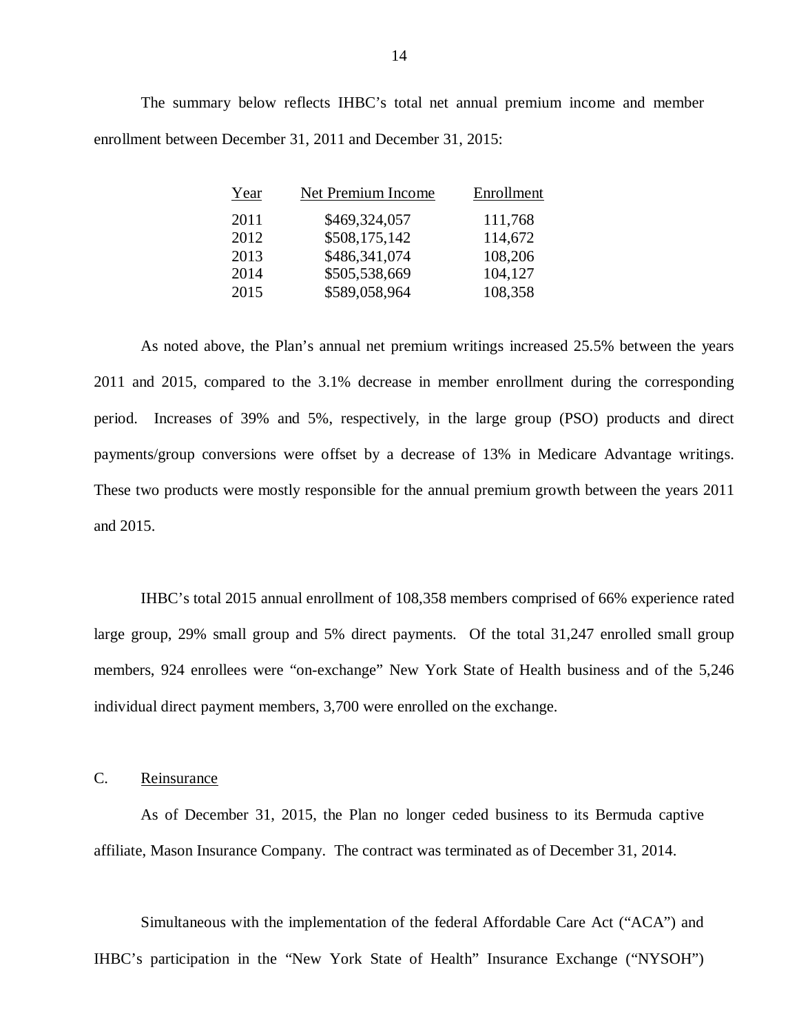The summary below reflects IHBC's total net annual premium income and member enrollment between December 31, 2011 and December 31, 2015:

| Year | Net Premium Income | Enrollment |
|---|---|---|
| 2011 | $469,324,057 | 111,768 |
| 2012 | $508,175,142 | 114,672 |
| 2013 | $486,341,074 | 108,206 |
| 2014 | $505,538,669 | 104,127 |
| 2015 | $589,058,964 | 108,358 |

As noted above, the Plan's annual net premium writings increased 25.5% between the years 2011 and 2015, compared to the 3.1% decrease in member enrollment during the corresponding period. Increases of 39% and 5%, respectively, in the large group (PSO) products and direct payments/group conversions were offset by a decrease of 13% in Medicare Advantage writings. These two products were mostly responsible for the annual premium growth between the years 2011 and 2015.

IHBC's total 2015 annual enrollment of 108,358 members comprised of 66% experience rated large group, 29% small group and 5% direct payments. Of the total 31,247 enrolled small group members, 924 enrollees were "on-exchange" New York State of Health business and of the 5,246 individual direct payment members, 3,700 were enrolled on the exchange.

C. Reinsurance

As of December 31, 2015, the Plan no longer ceded business to its Bermuda captive affiliate, Mason Insurance Company. The contract was terminated as of December 31, 2014.

Simultaneous with the implementation of the federal Affordable Care Act ("ACA") and IHBC's participation in the "New York State of Health" Insurance Exchange ("NYSOH")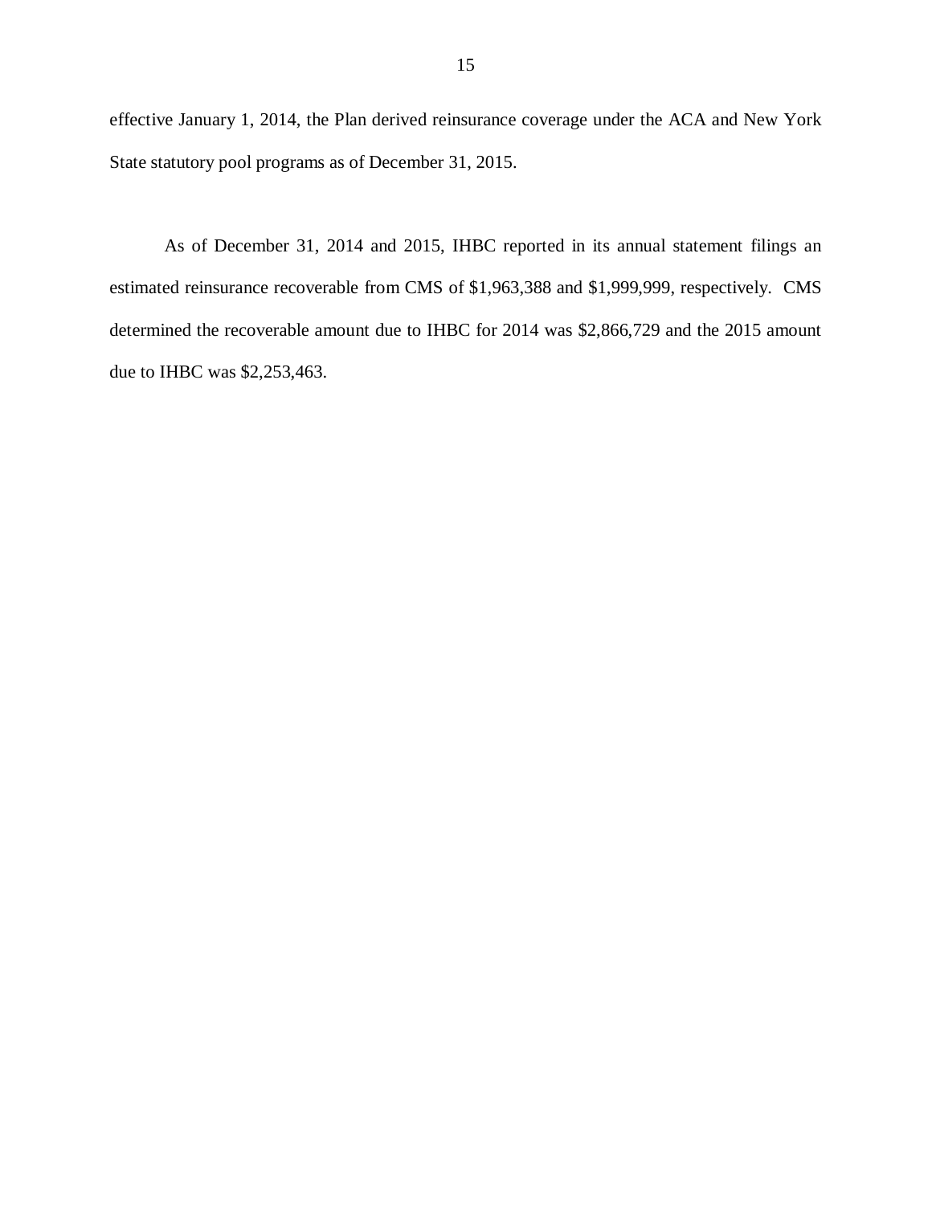effective January 1, 2014, the Plan derived reinsurance coverage under the ACA and New York State statutory pool programs as of December 31, 2015.

As of December 31, 2014 and 2015, IHBC reported in its annual statement filings an estimated reinsurance recoverable from CMS of $1,963,388 and $1,999,999, respectively. CMS determined the recoverable amount due to IHBC for 2014 was $2,866,729 and the 2015 amount due to IHBC was $2,253,463.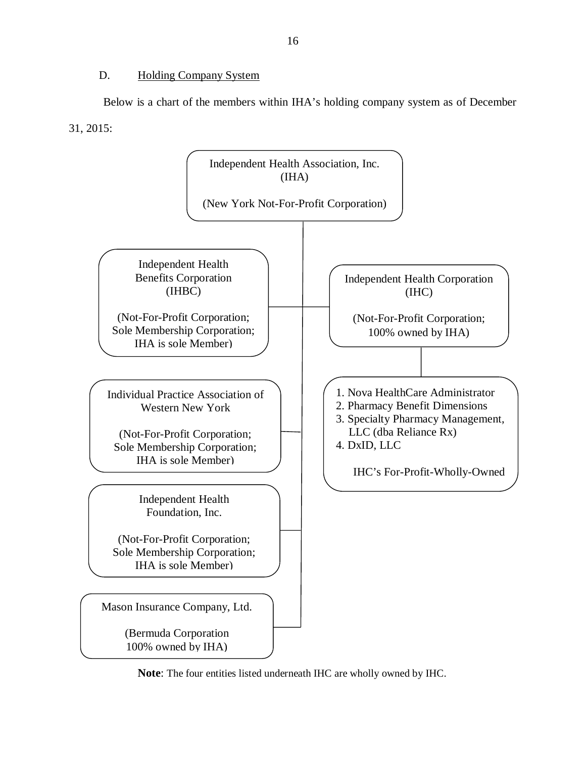D. Holding Company System

Below is a chart of the members within IHA's holding company system as of December 31, 2015:

Independent Health Association, Inc.
(IHA)

(New York Not-For-Profit Corporation)

Independent Health Benefits Corporation
(IHBC)

(Not-For-Profit Corporation; Sole Membership Corporation; IHA is sole Member)

Independent Health Corporation
(IHC)

(Not-For-Profit Corporation; 100% owned by IHA)

1. Nova HealthCare Administrator
2. Pharmacy Benefit Dimensions
3. Specialty Pharmacy Management, LLC (dba Reliance Rx)
4. DxID, LLC

IHC's For-Profit-Wholly-Owned

Individual Practice Association of Western New York

(Not-For-Profit Corporation; Sole Membership Corporation; IHA is sole Member)

Independent Health Foundation, Inc.

(Not-For-Profit Corporation; Sole Membership Corporation; IHA is sole Member)

Mason Insurance Company, Ltd.

(Bermuda Corporation 100% owned by IHA)

**Note**: The four entities listed underneath IHC are wholly owned by IHC.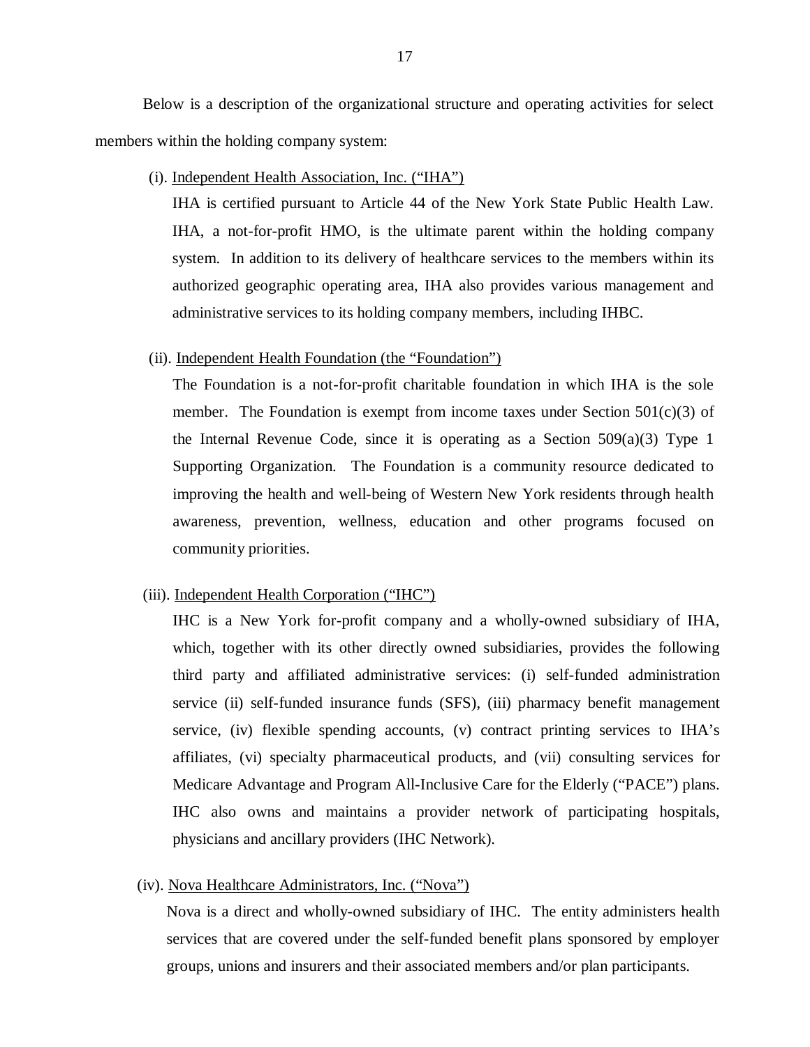Below is a description of the organizational structure and operating activities for select members within the holding company system:

(i). Independent Health Association, Inc. ("IHA")

IHA is certified pursuant to Article 44 of the New York State Public Health Law. IHA, a not-for-profit HMO, is the ultimate parent within the holding company system. In addition to its delivery of healthcare services to the members within its authorized geographic operating area, IHA also provides various management and administrative services to its holding company members, including IHBC.

(ii). Independent Health Foundation (the "Foundation")

The Foundation is a not-for-profit charitable foundation in which IHA is the sole member. The Foundation is exempt from income taxes under Section 501(c)(3) of the Internal Revenue Code, since it is operating as a Section 509(a)(3) Type 1 Supporting Organization. The Foundation is a community resource dedicated to improving the health and well-being of Western New York residents through health awareness, prevention, wellness, education and other programs focused on community priorities.

(iii). Independent Health Corporation ("IHC")

IHC is a New York for-profit company and a wholly-owned subsidiary of IHA, which, together with its other directly owned subsidiaries, provides the following third party and affiliated administrative services: (i) self-funded administration service (ii) self-funded insurance funds (SFS), (iii) pharmacy benefit management service, (iv) flexible spending accounts, (v) contract printing services to IHA's affiliates, (vi) specialty pharmaceutical products, and (vii) consulting services for Medicare Advantage and Program All-Inclusive Care for the Elderly ("PACE") plans. IHC also owns and maintains a provider network of participating hospitals, physicians and ancillary providers (IHC Network).

(iv). Nova Healthcare Administrators, Inc. ("Nova")

Nova is a direct and wholly-owned subsidiary of IHC. The entity administers health services that are covered under the self-funded benefit plans sponsored by employer groups, unions and insurers and their associated members and/or plan participants.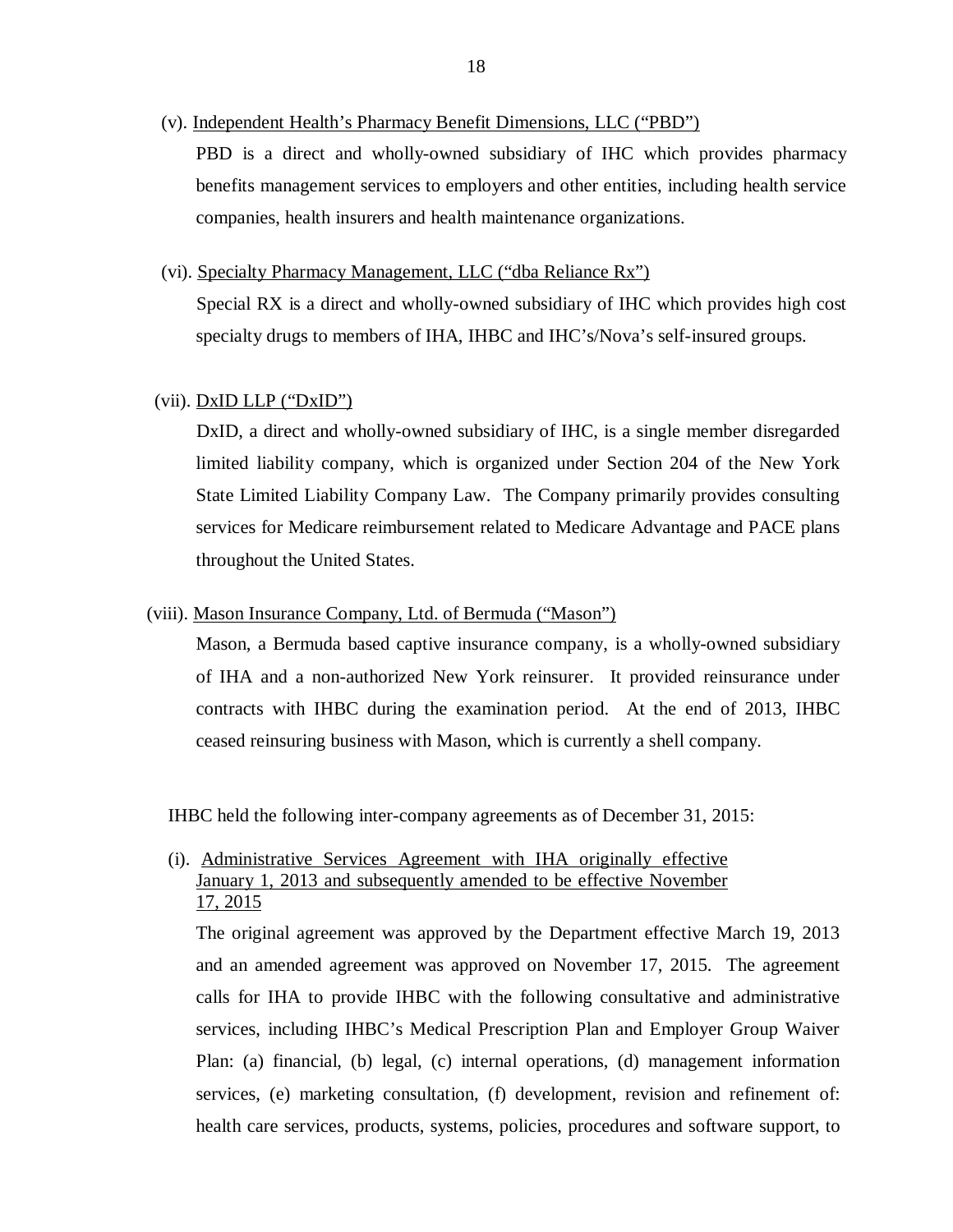(v). <u>Independent Health's Pharmacy Benefit Dimensions, LLC ("PBD")</u>

PBD is a direct and wholly-owned subsidiary of IHC which provides pharmacy benefits management services to employers and other entities, including health service companies, health insurers and health maintenance organizations.

(vi). <u>Specialty Pharmacy Management, LLC ("dba Reliance Rx")</u>

Special RX is a direct and wholly-owned subsidiary of IHC which provides high cost specialty drugs to members of IHA, IHBC and IHC's/Nova's self-insured groups.

(vii). <u>DxID LLP ("DxID")</u>

DxID, a direct and wholly-owned subsidiary of IHC, is a single member disregarded limited liability company, which is organized under Section 204 of the New York State Limited Liability Company Law. The Company primarily provides consulting services for Medicare reimbursement related to Medicare Advantage and PACE plans throughout the United States.

(viii). <u>Mason Insurance Company, Ltd. of Bermuda ("Mason")</u>

Mason, a Bermuda based captive insurance company, is a wholly-owned subsidiary of IHA and a non-authorized New York reinsurer. It provided reinsurance under contracts with IHBC during the examination period. At the end of 2013, IHBC ceased reinsuring business with Mason, which is currently a shell company.

IHBC held the following inter-company agreements as of December 31, 2015:

(i). <u>Administrative Services Agreement with IHA originally effective January 1, 2013 and subsequently amended to be effective November 17, 2015</u>

The original agreement was approved by the Department effective March 19, 2013 and an amended agreement was approved on November 17, 2015. The agreement calls for IHA to provide IHBC with the following consultative and administrative services, including IHBC's Medical Prescription Plan and Employer Group Waiver Plan: (a) financial, (b) legal, (c) internal operations, (d) management information services, (e) marketing consultation, (f) development, revision and refinement of: health care services, products, systems, policies, procedures and software support, to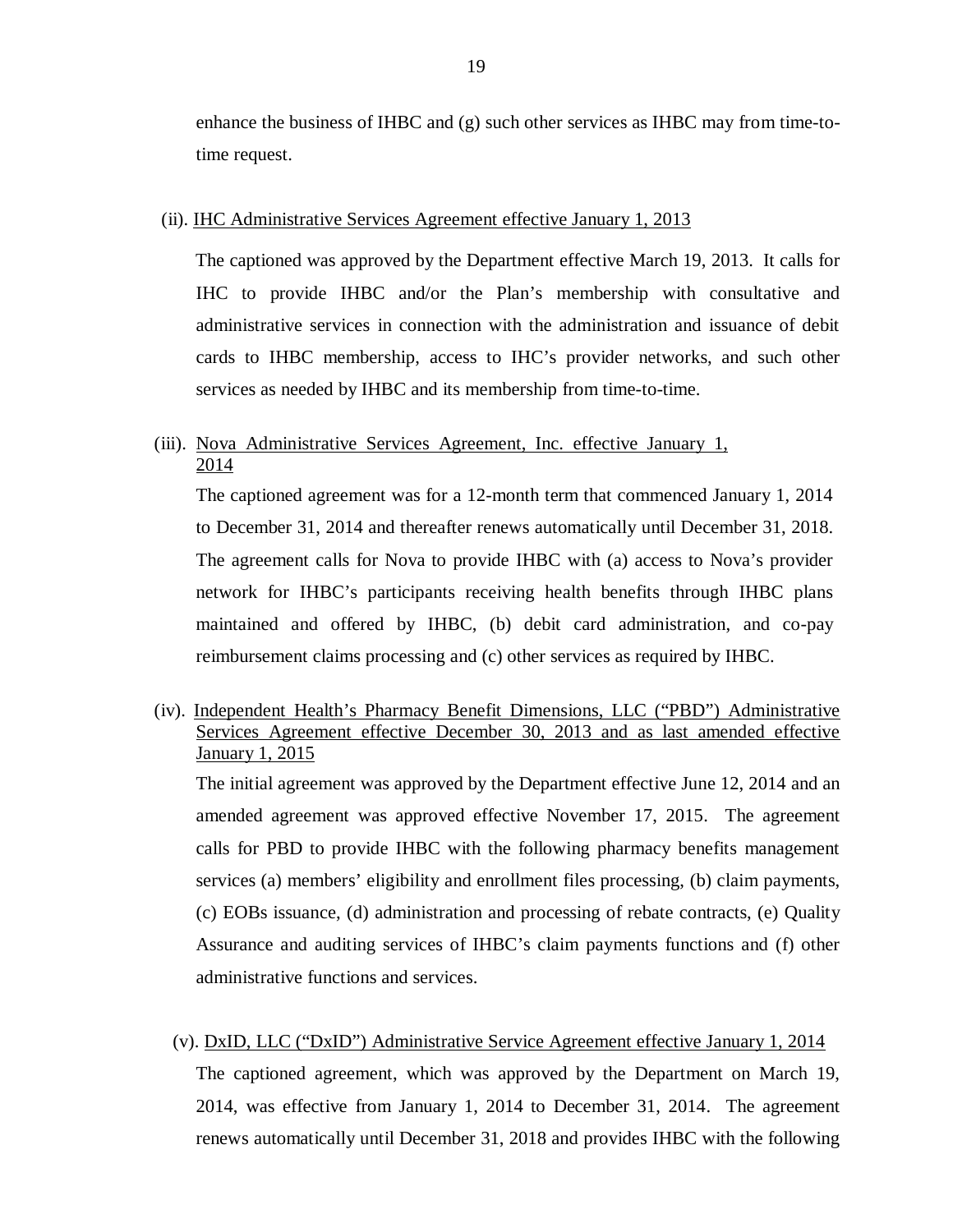enhance the business of IHBC and (g) such other services as IHBC may from time-to-time request.

(ii). <u>IHC Administrative Services Agreement effective January 1, 2013</u>

The captioned was approved by the Department effective March 19, 2013. It calls for IHC to provide IHBC and/or the Plan's membership with consultative and administrative services in connection with the administration and issuance of debit cards to IHBC membership, access to IHC's provider networks, and such other services as needed by IHBC and its membership from time-to-time.

(iii). <u>Nova Administrative Services Agreement, Inc. effective January 1, 2014</u>

The captioned agreement was for a 12-month term that commenced January 1, 2014 to December 31, 2014 and thereafter renews automatically until December 31, 2018. The agreement calls for Nova to provide IHBC with (a) access to Nova's provider network for IHBC's participants receiving health benefits through IHBC plans maintained and offered by IHBC, (b) debit card administration, and co-pay reimbursement claims processing and (c) other services as required by IHBC.

(iv). <u>Independent Health's Pharmacy Benefit Dimensions, LLC ("PBD") Administrative Services Agreement effective December 30, 2013 and as last amended effective January 1, 2015</u>

The initial agreement was approved by the Department effective June 12, 2014 and an amended agreement was approved effective November 17, 2015. The agreement calls for PBD to provide IHBC with the following pharmacy benefits management services (a) members' eligibility and enrollment files processing, (b) claim payments, (c) EOBs issuance, (d) administration and processing of rebate contracts, (e) Quality Assurance and auditing services of IHBC's claim payments functions and (f) other administrative functions and services.

(v). <u>DxID, LLC ("DxID") Administrative Service Agreement effective January 1, 2014</u>

The captioned agreement, which was approved by the Department on March 19, 2014, was effective from January 1, 2014 to December 31, 2014. The agreement renews automatically until December 31, 2018 and provides IHBC with the following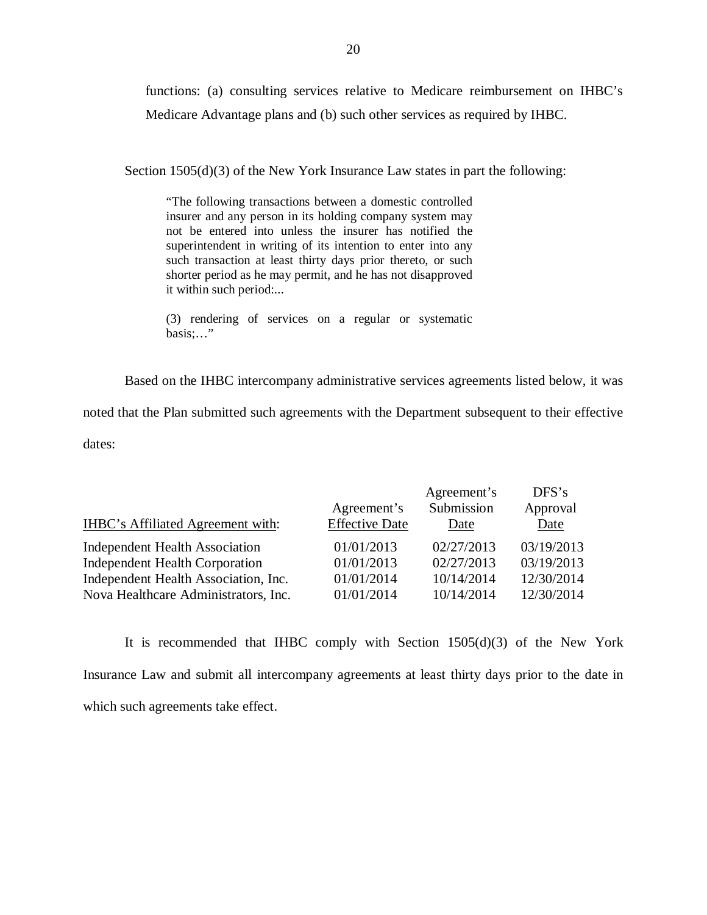functions: (a) consulting services relative to Medicare reimbursement on IHBC's Medicare Advantage plans and (b) such other services as required by IHBC.

Section 1505(d)(3) of the New York Insurance Law states in part the following:

> "The following transactions between a domestic controlled insurer and any person in its holding company system may not be entered into unless the insurer has notified the superintendent in writing of its intention to enter into any such transaction at least thirty days prior thereto, or such shorter period as he may permit, and he has not disapproved it within such period:...
>
> (3) rendering of services on a regular or systematic basis;…"

Based on the IHBC intercompany administrative services agreements listed below, it was noted that the Plan submitted such agreements with the Department subsequent to their effective dates:

| IHBC's Affiliated Agreement with: | Agreement's Effective Date | Agreement's Submission Date | DFS's Approval Date |
|---|---|---|---|
| Independent Health Association | 01/01/2013 | 02/27/2013 | 03/19/2013 |
| Independent Health Corporation | 01/01/2013 | 02/27/2013 | 03/19/2013 |
| Independent Health Association, Inc. | 01/01/2014 | 10/14/2014 | 12/30/2014 |
| Nova Healthcare Administrators, Inc. | 01/01/2014 | 10/14/2014 | 12/30/2014 |

It is recommended that IHBC comply with Section 1505(d)(3) of the New York Insurance Law and submit all intercompany agreements at least thirty days prior to the date in which such agreements take effect.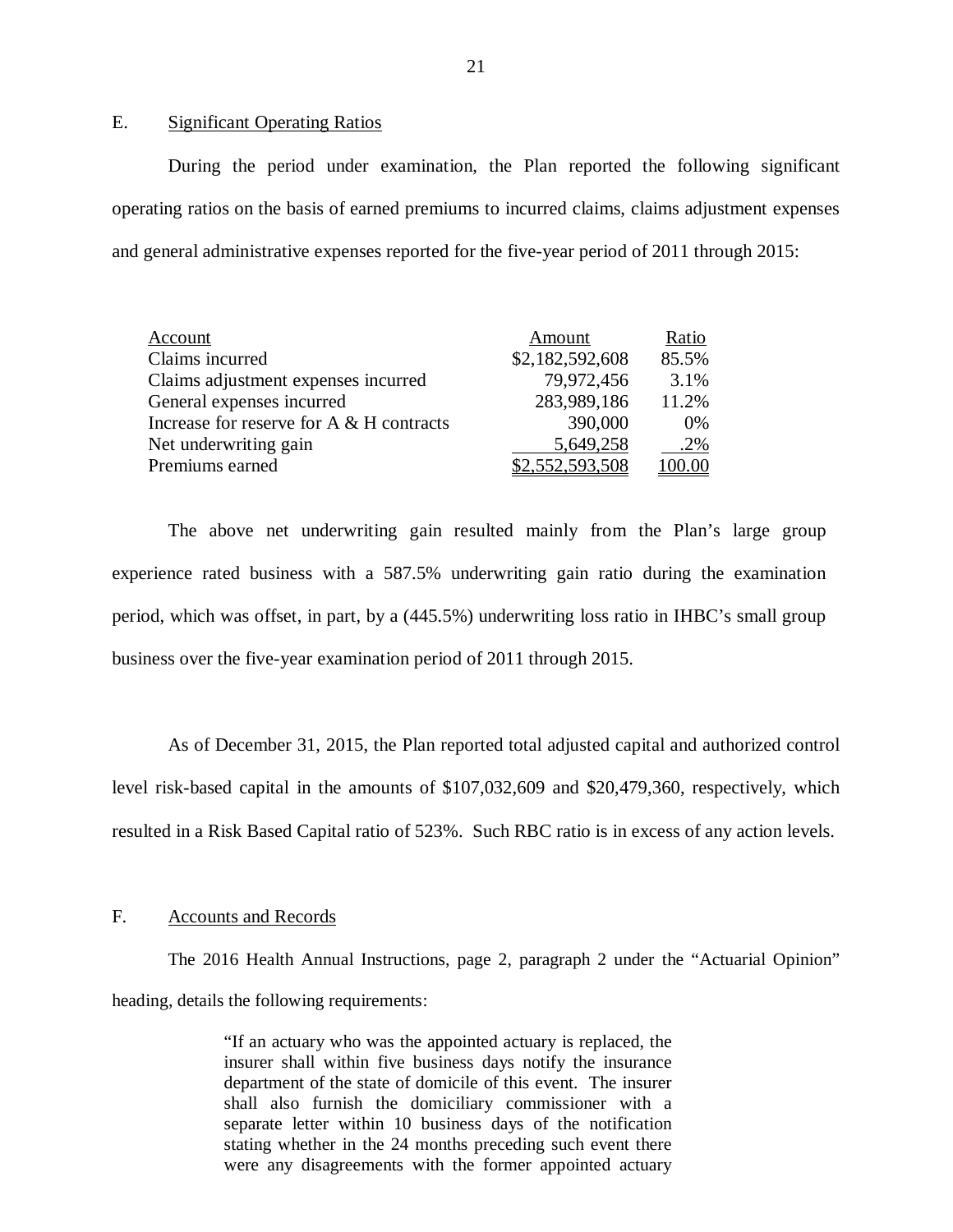## E. Significant Operating Ratios

During the period under examination, the Plan reported the following significant operating ratios on the basis of earned premiums to incurred claims, claims adjustment expenses and general administrative expenses reported for the five-year period of 2011 through 2015:

| Account | Amount | Ratio |
|---|---|---|
| Claims incurred | $2,182,592,608 | 85.5% |
| Claims adjustment expenses incurred | 79,972,456 | 3.1% |
| General expenses incurred | 283,989,186 | 11.2% |
| Increase for reserve for A & H contracts | 390,000 | 0% |
| Net underwriting gain | 5,649,258 | .2% |
| Premiums earned | $2,552,593,508 | 100.00 |

The above net underwriting gain resulted mainly from the Plan's large group experience rated business with a 587.5% underwriting gain ratio during the examination period, which was offset, in part, by a (445.5%) underwriting loss ratio in IHBC's small group business over the five-year examination period of 2011 through 2015.

As of December 31, 2015, the Plan reported total adjusted capital and authorized control level risk-based capital in the amounts of $107,032,609 and $20,479,360, respectively, which resulted in a Risk Based Capital ratio of 523%. Such RBC ratio is in excess of any action levels.

## F. Accounts and Records

The 2016 Health Annual Instructions, page 2, paragraph 2 under the "Actuarial Opinion" heading, details the following requirements:

> "If an actuary who was the appointed actuary is replaced, the insurer shall within five business days notify the insurance department of the state of domicile of this event. The insurer shall also furnish the domiciliary commissioner with a separate letter within 10 business days of the notification stating whether in the 24 months preceding such event there were any disagreements with the former appointed actuary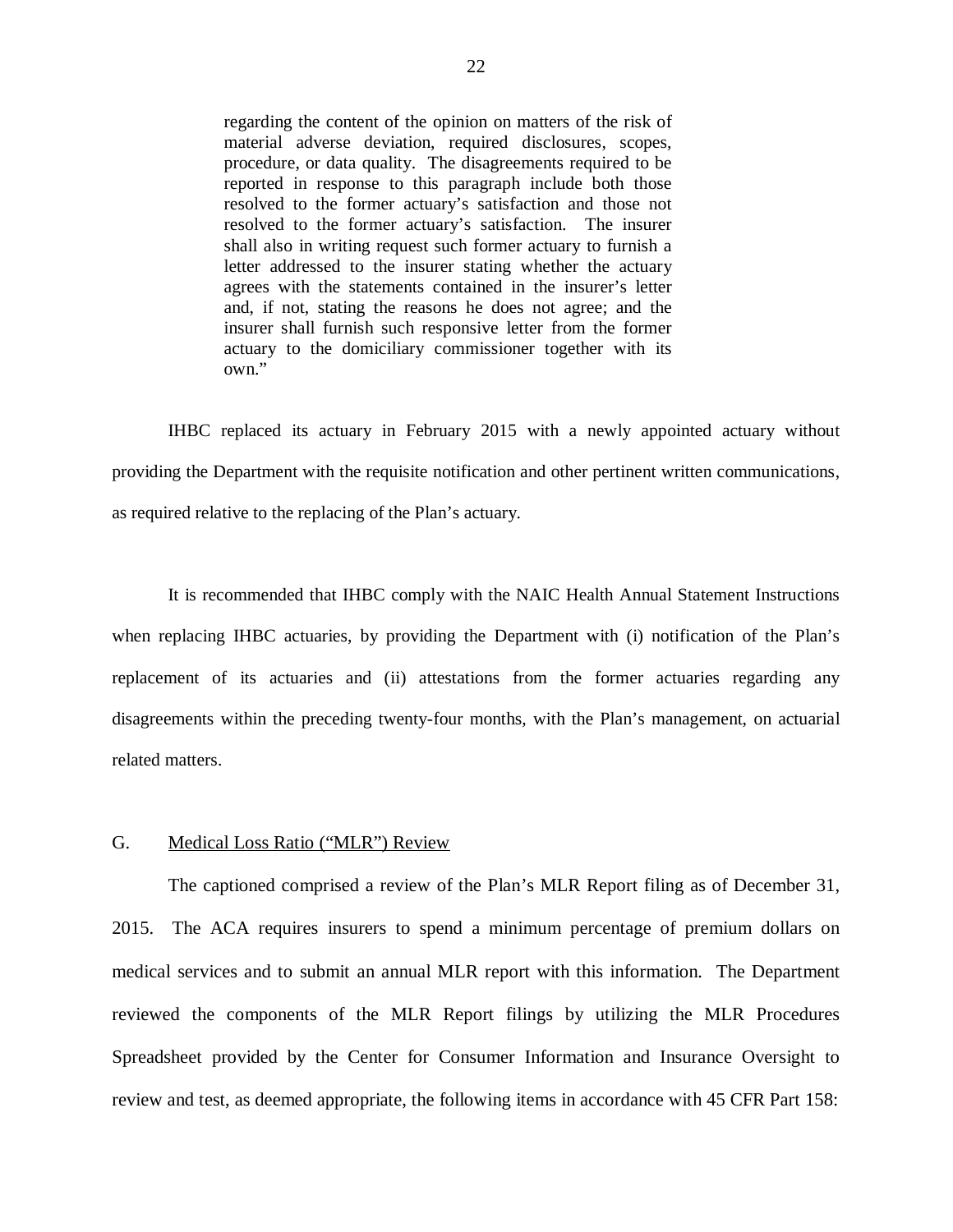> regarding the content of the opinion on matters of the risk of material adverse deviation, required disclosures, scopes, procedure, or data quality. The disagreements required to be reported in response to this paragraph include both those resolved to the former actuary's satisfaction and those not resolved to the former actuary's satisfaction. The insurer shall also in writing request such former actuary to furnish a letter addressed to the insurer stating whether the actuary agrees with the statements contained in the insurer's letter and, if not, stating the reasons he does not agree; and the insurer shall furnish such responsive letter from the former actuary to the domiciliary commissioner together with its own."

IHBC replaced its actuary in February 2015 with a newly appointed actuary without providing the Department with the requisite notification and other pertinent written communications, as required relative to the replacing of the Plan's actuary.

It is recommended that IHBC comply with the NAIC Health Annual Statement Instructions when replacing IHBC actuaries, by providing the Department with (i) notification of the Plan's replacement of its actuaries and (ii) attestations from the former actuaries regarding any disagreements within the preceding twenty-four months, with the Plan's management, on actuarial related matters.

## G. Medical Loss Ratio ("MLR") Review

The captioned comprised a review of the Plan's MLR Report filing as of December 31, 2015. The ACA requires insurers to spend a minimum percentage of premium dollars on medical services and to submit an annual MLR report with this information. The Department reviewed the components of the MLR Report filings by utilizing the MLR Procedures Spreadsheet provided by the Center for Consumer Information and Insurance Oversight to review and test, as deemed appropriate, the following items in accordance with 45 CFR Part 158: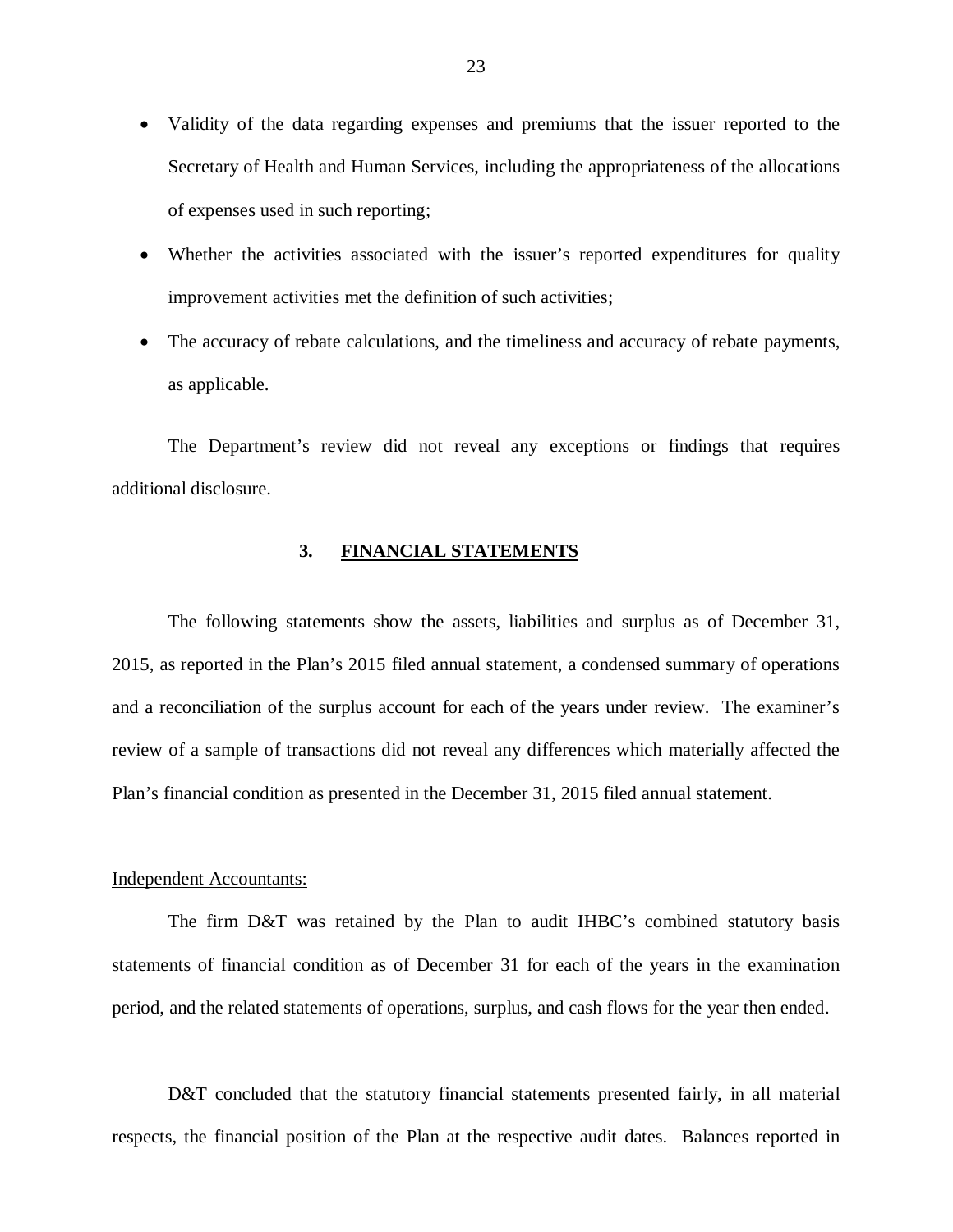- Validity of the data regarding expenses and premiums that the issuer reported to the Secretary of Health and Human Services, including the appropriateness of the allocations of expenses used in such reporting;
- Whether the activities associated with the issuer's reported expenditures for quality improvement activities met the definition of such activities;
- The accuracy of rebate calculations, and the timeliness and accuracy of rebate payments, as applicable.

The Department's review did not reveal any exceptions or findings that requires additional disclosure.

## 3. FINANCIAL STATEMENTS

The following statements show the assets, liabilities and surplus as of December 31, 2015, as reported in the Plan's 2015 filed annual statement, a condensed summary of operations and a reconciliation of the surplus account for each of the years under review. The examiner's review of a sample of transactions did not reveal any differences which materially affected the Plan's financial condition as presented in the December 31, 2015 filed annual statement.

Independent Accountants:

The firm D&T was retained by the Plan to audit IHBC's combined statutory basis statements of financial condition as of December 31 for each of the years in the examination period, and the related statements of operations, surplus, and cash flows for the year then ended.

D&T concluded that the statutory financial statements presented fairly, in all material respects, the financial position of the Plan at the respective audit dates. Balances reported in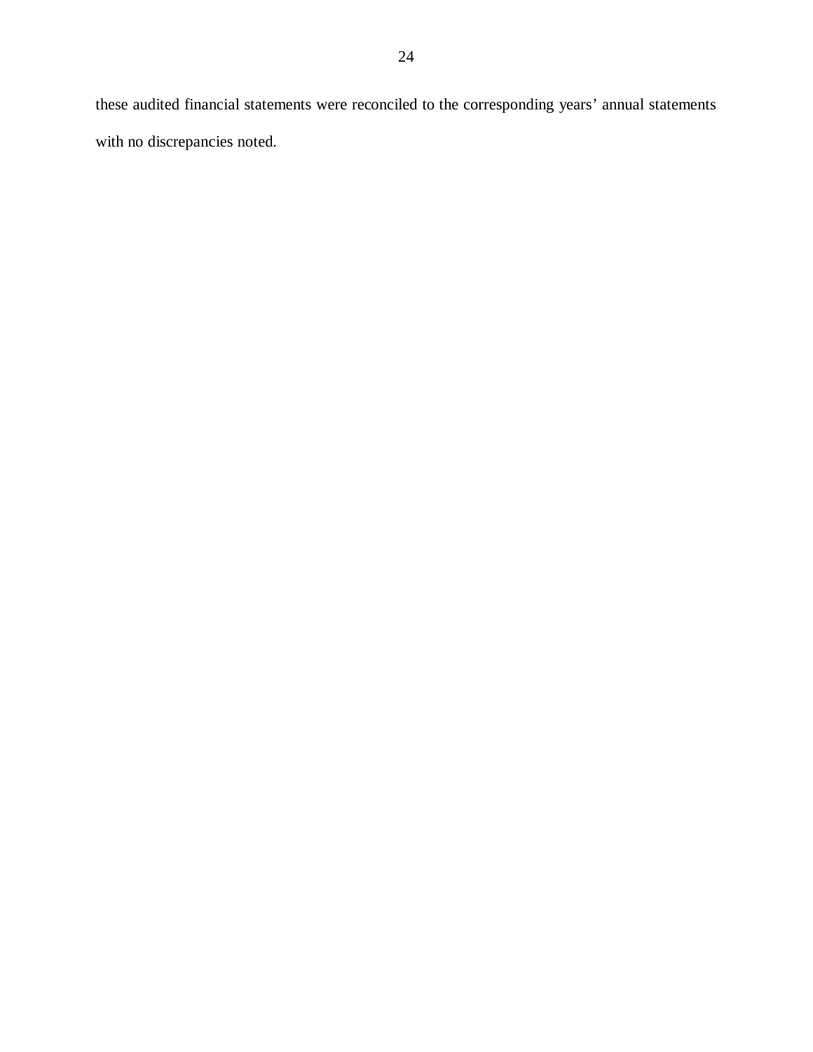these audited financial statements were reconciled to the corresponding years' annual statements with no discrepancies noted.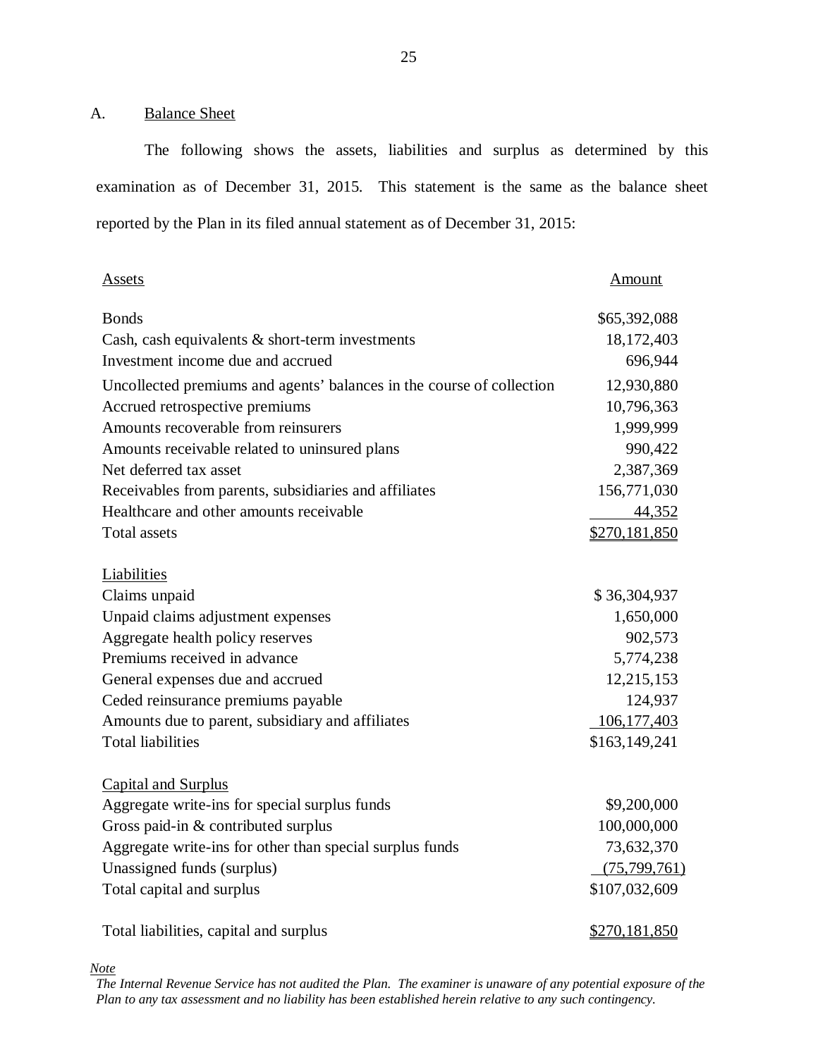A. Balance Sheet

The following shows the assets, liabilities and surplus as determined by this examination as of December 31, 2015. This statement is the same as the balance sheet reported by the Plan in its filed annual statement as of December 31, 2015:

| Assets | Amount |
|---|---|
| Bonds | $65,392,088 |
| Cash, cash equivalents & short-term investments | 18,172,403 |
| Investment income due and accrued | 696,944 |
| Uncollected premiums and agents' balances in the course of collection | 12,930,880 |
| Accrued retrospective premiums | 10,796,363 |
| Amounts recoverable from reinsurers | 1,999,999 |
| Amounts receivable related to uninsured plans | 990,422 |
| Net deferred tax asset | 2,387,369 |
| Receivables from parents, subsidiaries and affiliates | 156,771,030 |
| Healthcare and other amounts receivable | 44,352 |
| Total assets | $270,181,850 |
| **Liabilities** | |
| Claims unpaid | $ 36,304,937 |
| Unpaid claims adjustment expenses | 1,650,000 |
| Aggregate health policy reserves | 902,573 |
| Premiums received in advance | 5,774,238 |
| General expenses due and accrued | 12,215,153 |
| Ceded reinsurance premiums payable | 124,937 |
| Amounts due to parent, subsidiary and affiliates | 106,177,403 |
| Total liabilities | $163,149,241 |
| **Capital and Surplus** | |
| Aggregate write-ins for special surplus funds | $9,200,000 |
| Gross paid-in & contributed surplus | 100,000,000 |
| Aggregate write-ins for other than special surplus funds | 73,632,370 |
| Unassigned funds (surplus) | (75,799,761) |
| Total capital and surplus | $107,032,609 |
| Total liabilities, capital and surplus | $270,181,850 |

*Note*

*The Internal Revenue Service has not audited the Plan. The examiner is unaware of any potential exposure of the Plan to any tax assessment and no liability has been established herein relative to any such contingency.*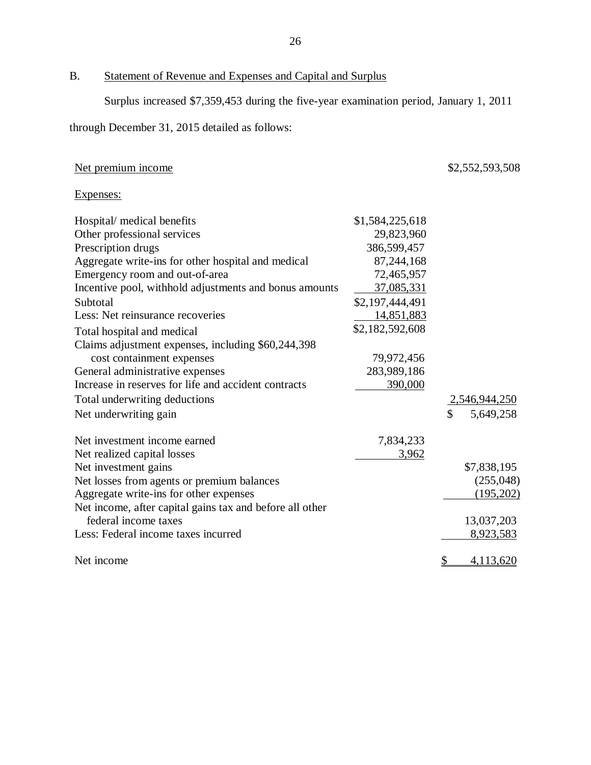## B. Statement of Revenue and Expenses and Capital and Surplus

Surplus increased $7,359,453 during the five-year examination period, January 1, 2011 through December 31, 2015 detailed as follows:

| | | |
|---|---|---|
| Net premium income | | $2,552,593,508 |
| Expenses: | | |
| Hospital/ medical benefits | $1,584,225,618 | |
| Other professional services | 29,823,960 | |
| Prescription drugs | 386,599,457 | |
| Aggregate write-ins for other hospital and medical | 87,244,168 | |
| Emergency room and out-of-area | 72,465,957 | |
| Incentive pool, withhold adjustments and bonus amounts | 37,085,331 | |
| Subtotal | $2,197,444,491 | |
| Less: Net reinsurance recoveries | 14,851,883 | |
| Total hospital and medical | $2,182,592,608 | |
| Claims adjustment expenses, including $60,244,398 cost containment expenses | 79,972,456 | |
| General administrative expenses | 283,989,186 | |
| Increase in reserves for life and accident contracts | 390,000 | |
| Total underwriting deductions | | 2,546,944,250 |
| Net underwriting gain | | $ 5,649,258 |
| Net investment income earned | 7,834,233 | |
| Net realized capital losses | 3,962 | |
| Net investment gains | | $7,838,195 |
| Net losses from agents or premium balances | | (255,048) |
| Aggregate write-ins for other expenses | | (195,202) |
| Net income, after capital gains tax and before all other federal income taxes | | 13,037,203 |
| Less: Federal income taxes incurred | | 8,923,583 |
| Net income | | $ 4,113,620 |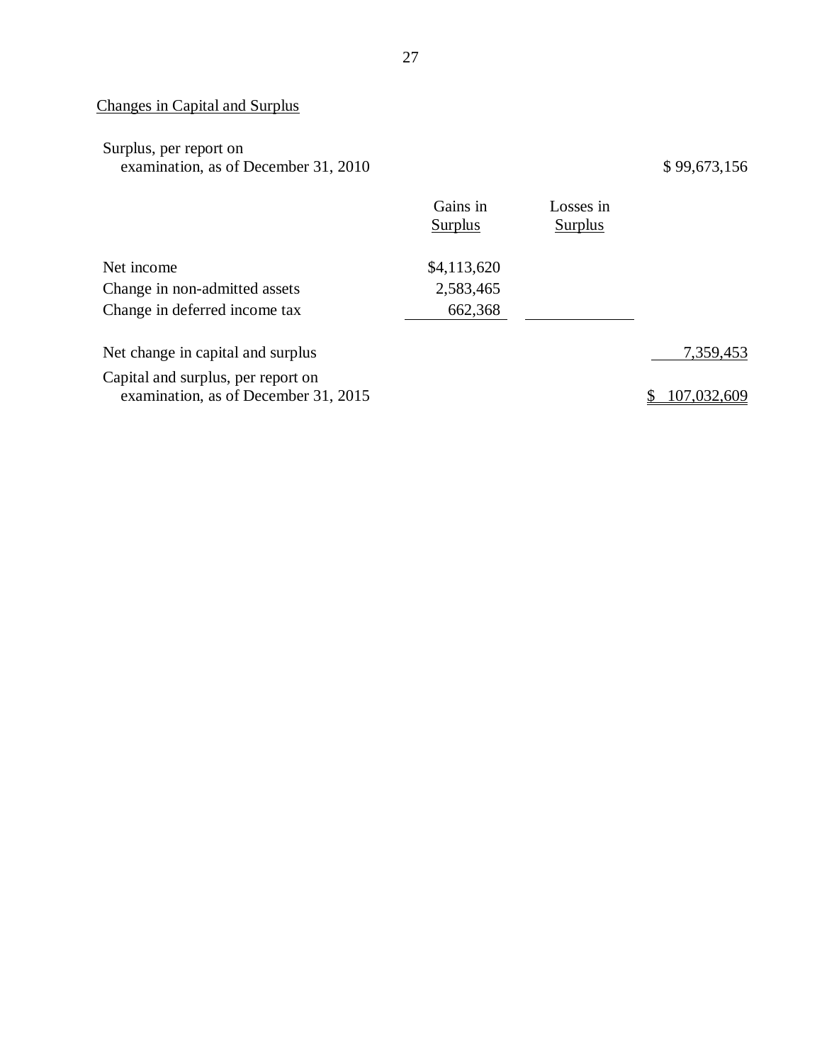## Changes in Capital and Surplus

| | Gains in Surplus | Losses in Surplus | |
|---|---|---|---|
| Surplus, per report on examination, as of December 31, 2010 | | | $ 99,673,156 |
| Net income | $4,113,620 | | |
| Change in non-admitted assets | 2,583,465 | | |
| Change in deferred income tax | 662,368 | | |
| Net change in capital and surplus | | | 7,359,453 |
| Capital and surplus, per report on examination, as of December 31, 2015 | | | $ 107,032,609 |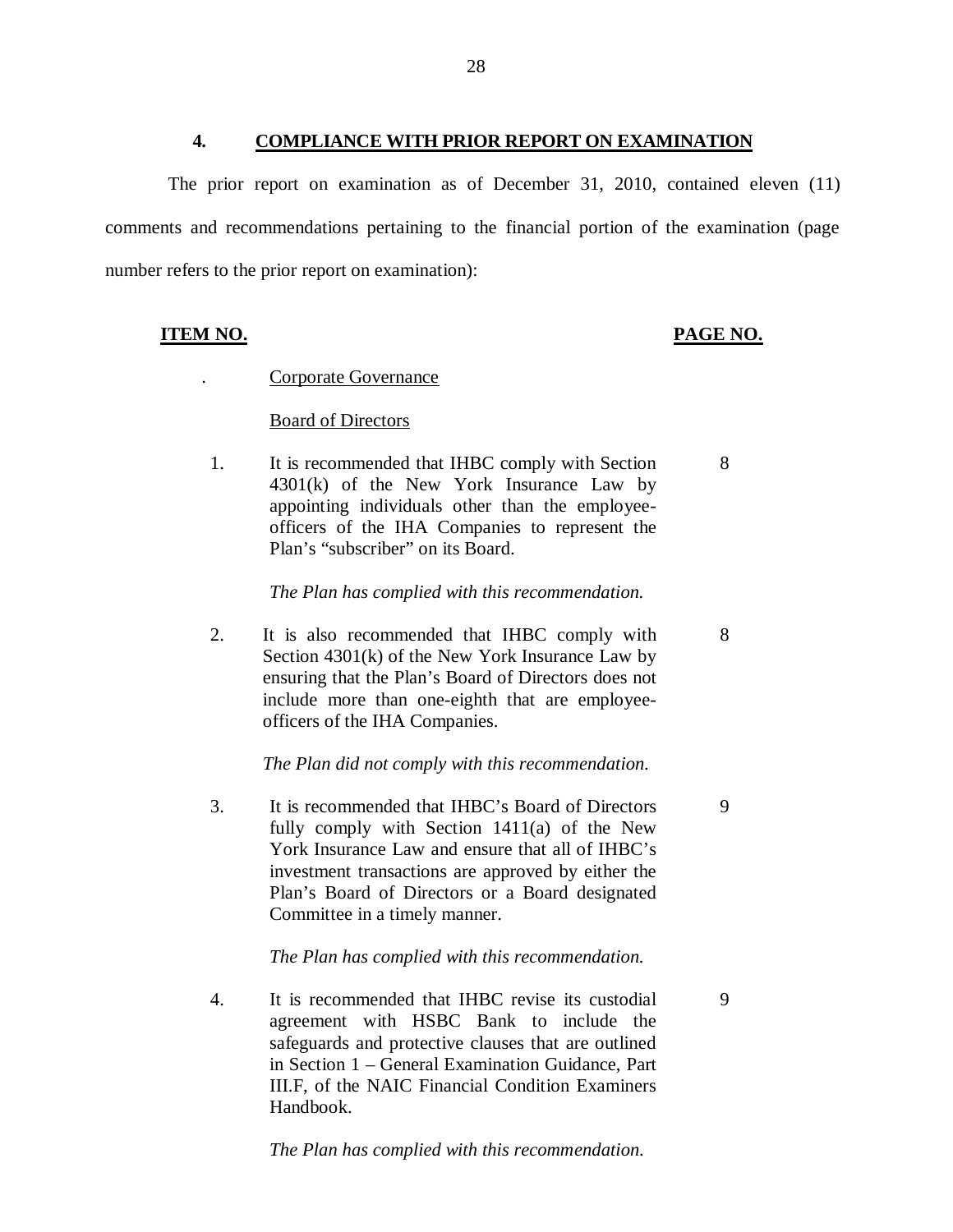## 4. COMPLIANCE WITH PRIOR REPORT ON EXAMINATION

The prior report on examination as of December 31, 2010, contained eleven (11) comments and recommendations pertaining to the financial portion of the examination (page number refers to the prior report on examination):

| ITEM NO. | | PAGE NO. |
|---|---|---|
| . | Corporate Governance | |
| | Board of Directors | |
| 1. | It is recommended that IHBC comply with Section 4301(k) of the New York Insurance Law by appointing individuals other than the employee-officers of the IHA Companies to represent the Plan's "subscriber" on its Board. | 8 |
| | *The Plan has complied with this recommendation.* | |
| 2. | It is also recommended that IHBC comply with Section 4301(k) of the New York Insurance Law by ensuring that the Plan's Board of Directors does not include more than one-eighth that are employee-officers of the IHA Companies. | 8 |
| | *The Plan did not comply with this recommendation.* | |
| 3. | It is recommended that IHBC's Board of Directors fully comply with Section 1411(a) of the New York Insurance Law and ensure that all of IHBC's investment transactions are approved by either the Plan's Board of Directors or a Board designated Committee in a timely manner. | 9 |
| | *The Plan has complied with this recommendation.* | |
| 4. | It is recommended that IHBC revise its custodial agreement with HSBC Bank to include the safeguards and protective clauses that are outlined in Section 1 – General Examination Guidance, Part III.F, of the NAIC Financial Condition Examiners Handbook. | 9 |
| | *The Plan has complied with this recommendation.* | |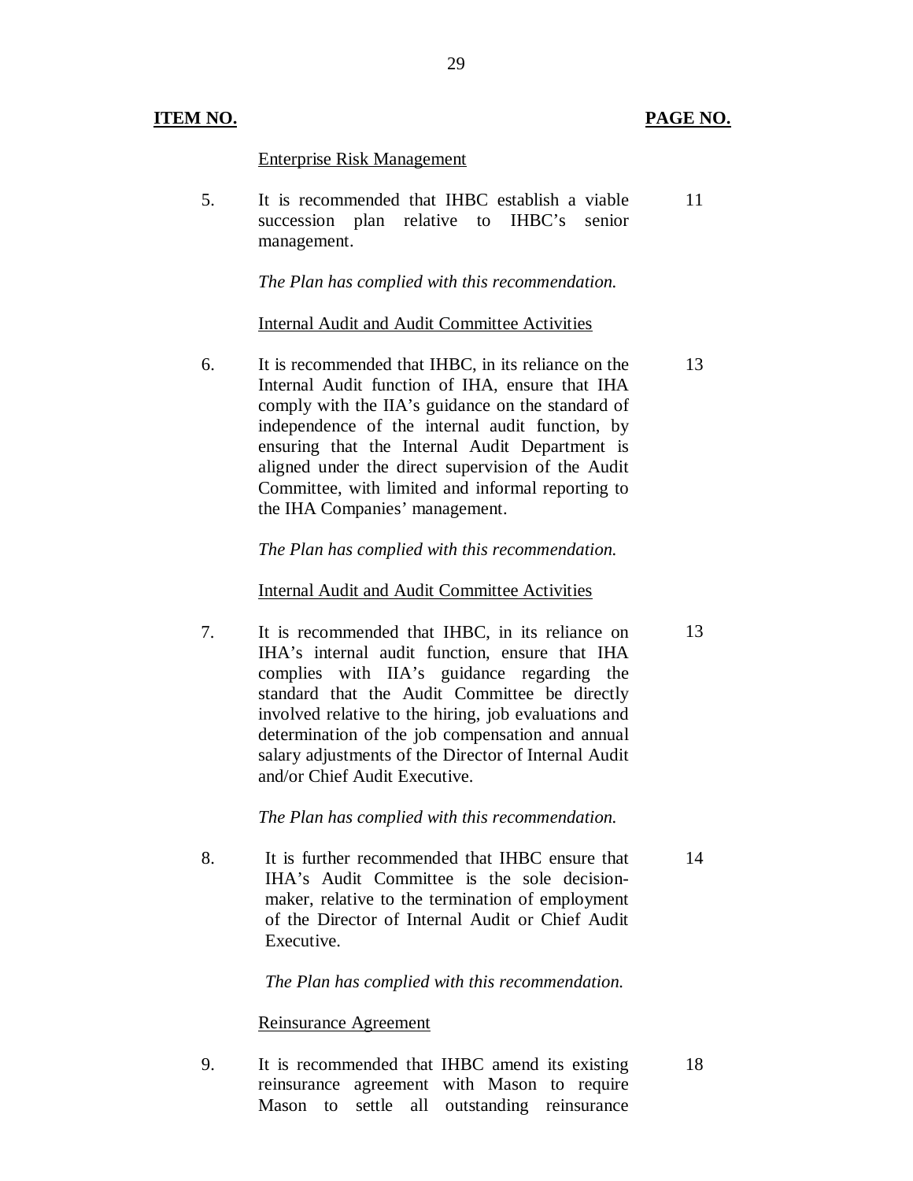| ITEM NO. | | PAGE NO. |
|---|---|---|
| | Enterprise Risk Management | |
| 5. | It is recommended that IHBC establish a viable succession plan relative to IHBC's senior management.<br><br>*The Plan has complied with this recommendation.* | 11 |
| | Internal Audit and Audit Committee Activities | |
| 6. | It is recommended that IHBC, in its reliance on the Internal Audit function of IHA, ensure that IHA comply with the IIA's guidance on the standard of independence of the internal audit function, by ensuring that the Internal Audit Department is aligned under the direct supervision of the Audit Committee, with limited and informal reporting to the IHA Companies' management.<br><br>*The Plan has complied with this recommendation.* | 13 |
| | Internal Audit and Audit Committee Activities | |
| 7. | It is recommended that IHBC, in its reliance on IHA's internal audit function, ensure that IHA complies with IIA's guidance regarding the standard that the Audit Committee be directly involved relative to the hiring, job evaluations and determination of the job compensation and annual salary adjustments of the Director of Internal Audit and/or Chief Audit Executive.<br><br>*The Plan has complied with this recommendation.* | 13 |
| 8. | It is further recommended that IHBC ensure that IHA's Audit Committee is the sole decision-maker, relative to the termination of employment of the Director of Internal Audit or Chief Audit Executive.<br><br>*The Plan has complied with this recommendation.* | 14 |
| | Reinsurance Agreement | |
| 9. | It is recommended that IHBC amend its existing reinsurance agreement with Mason to require Mason to settle all outstanding reinsurance | 18 |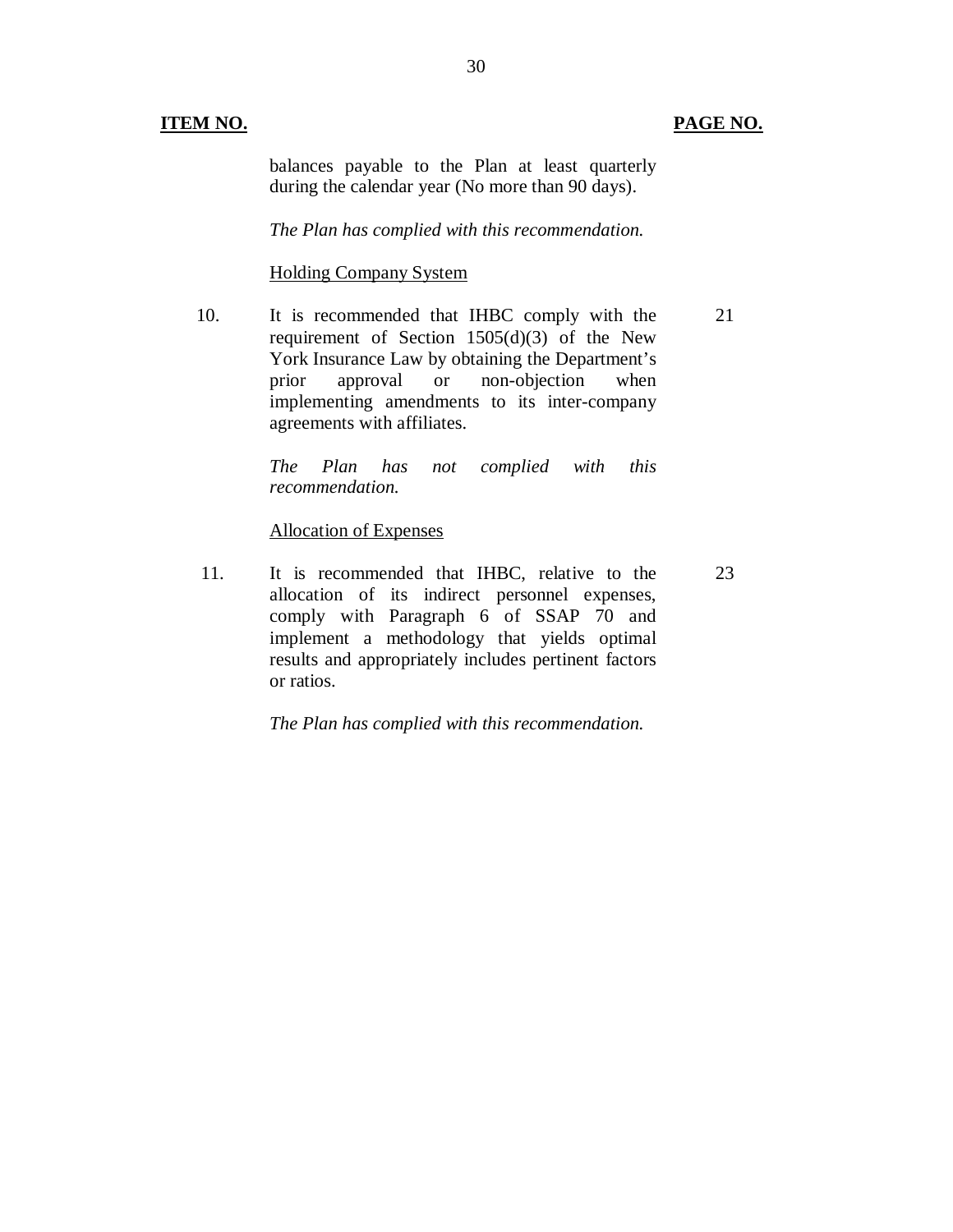| ITEM NO. | | PAGE NO. |
|---|---|---|
| | balances payable to the Plan at least quarterly during the calendar year (No more than 90 days). | |
| | *The Plan has complied with this recommendation.* | |
| | <u>Holding Company System</u> | |
| 10. | It is recommended that IHBC comply with the requirement of Section 1505(d)(3) of the New York Insurance Law by obtaining the Department's prior approval or non-objection when implementing amendments to its inter-company agreements with affiliates. | 21 |
| | *The Plan has not complied with this recommendation.* | |
| | <u>Allocation of Expenses</u> | |
| 11. | It is recommended that IHBC, relative to the allocation of its indirect personnel expenses, comply with Paragraph 6 of SSAP 70 and implement a methodology that yields optimal results and appropriately includes pertinent factors or ratios. | 23 |
| | *The Plan has complied with this recommendation.* | |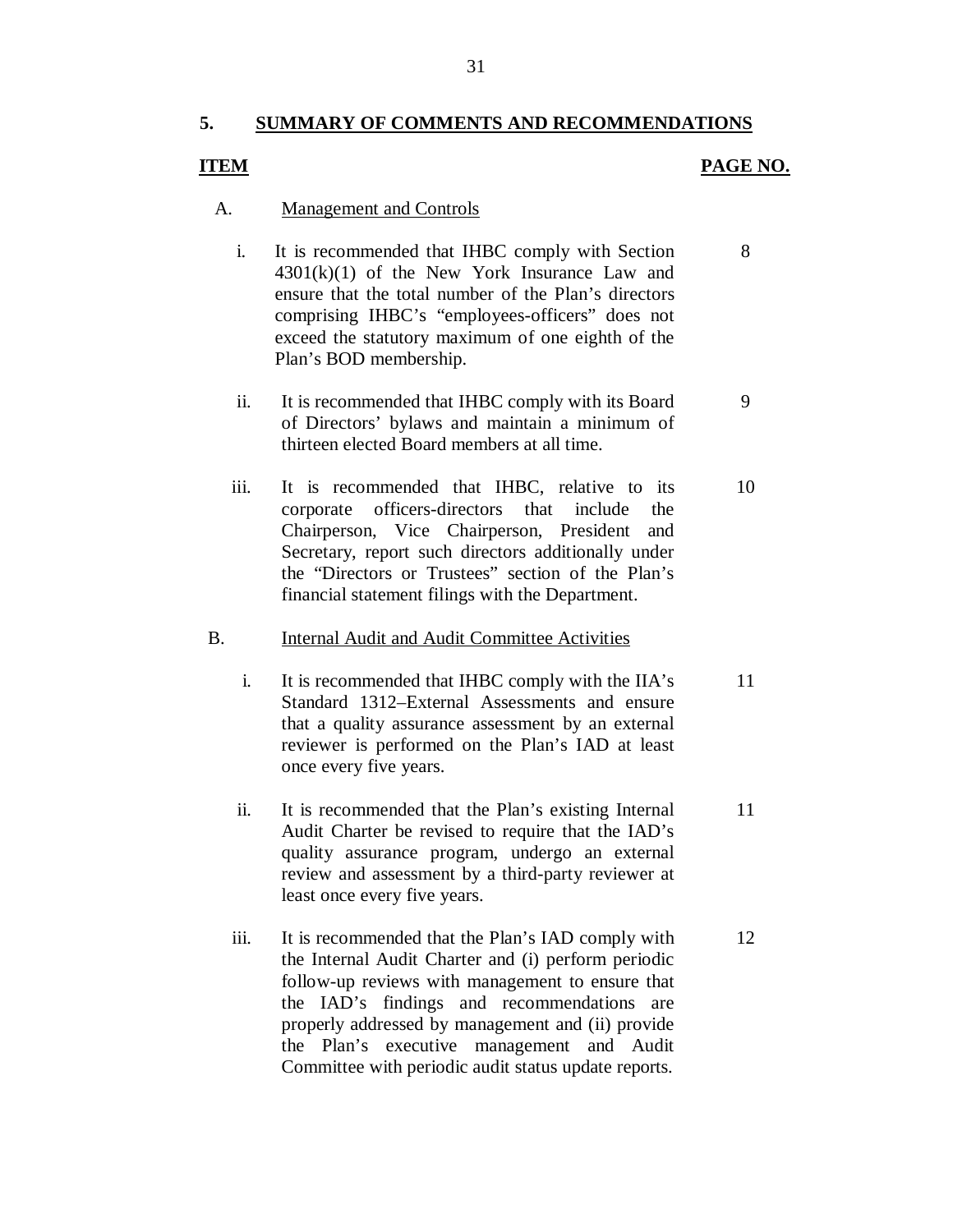## 5. SUMMARY OF COMMENTS AND RECOMMENDATIONS

| ITEM | | PAGE NO. |
|---|---|---|
| A. | Management and Controls | |
| i. | It is recommended that IHBC comply with Section 4301(k)(1) of the New York Insurance Law and ensure that the total number of the Plan's directors comprising IHBC's "employees-officers" does not exceed the statutory maximum of one eighth of the Plan's BOD membership. | 8 |
| ii. | It is recommended that IHBC comply with its Board of Directors' bylaws and maintain a minimum of thirteen elected Board members at all time. | 9 |
| iii. | It is recommended that IHBC, relative to its corporate officers-directors that include the Chairperson, Vice Chairperson, President and Secretary, report such directors additionally under the "Directors or Trustees" section of the Plan's financial statement filings with the Department. | 10 |
| B. | Internal Audit and Audit Committee Activities | |
| i. | It is recommended that IHBC comply with the IIA's Standard 1312–External Assessments and ensure that a quality assurance assessment by an external reviewer is performed on the Plan's IAD at least once every five years. | 11 |
| ii. | It is recommended that the Plan's existing Internal Audit Charter be revised to require that the IAD's quality assurance program, undergo an external review and assessment by a third-party reviewer at least once every five years. | 11 |
| iii. | It is recommended that the Plan's IAD comply with the Internal Audit Charter and (i) perform periodic follow-up reviews with management to ensure that the IAD's findings and recommendations are properly addressed by management and (ii) provide the Plan's executive management and Audit Committee with periodic audit status update reports. | 12 |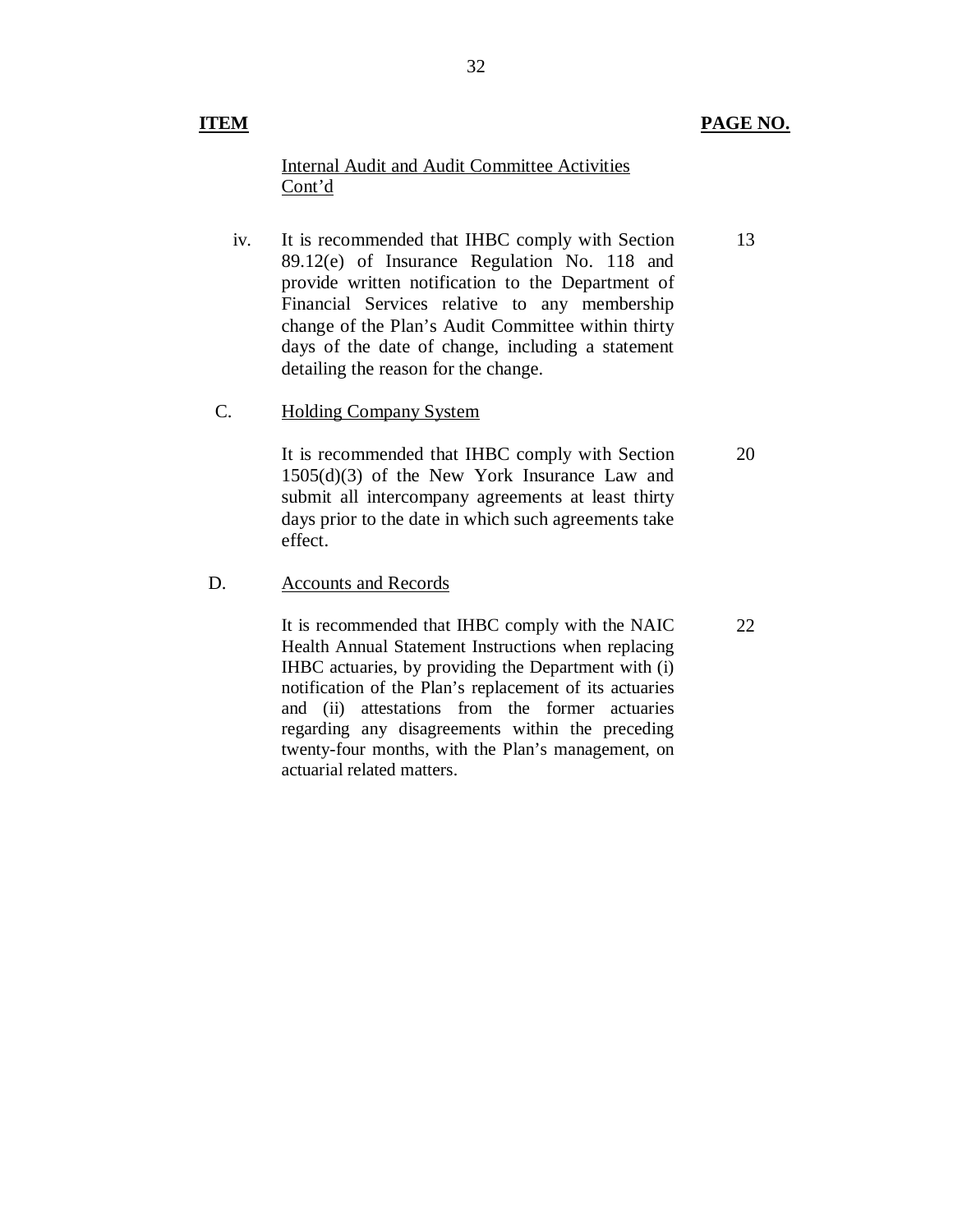| ITEM | | PAGE NO. |
|---|---|---|
| | Internal Audit and Audit Committee Activities Cont'd | |
| iv. | It is recommended that IHBC comply with Section 89.12(e) of Insurance Regulation No. 118 and provide written notification to the Department of Financial Services relative to any membership change of the Plan's Audit Committee within thirty days of the date of change, including a statement detailing the reason for the change. | 13 |
| C. | Holding Company System | |
| | It is recommended that IHBC comply with Section 1505(d)(3) of the New York Insurance Law and submit all intercompany agreements at least thirty days prior to the date in which such agreements take effect. | 20 |
| D. | Accounts and Records | |
| | It is recommended that IHBC comply with the NAIC Health Annual Statement Instructions when replacing IHBC actuaries, by providing the Department with (i) notification of the Plan's replacement of its actuaries and (ii) attestations from the former actuaries regarding any disagreements within the preceding twenty-four months, with the Plan's management, on actuarial related matters. | 22 |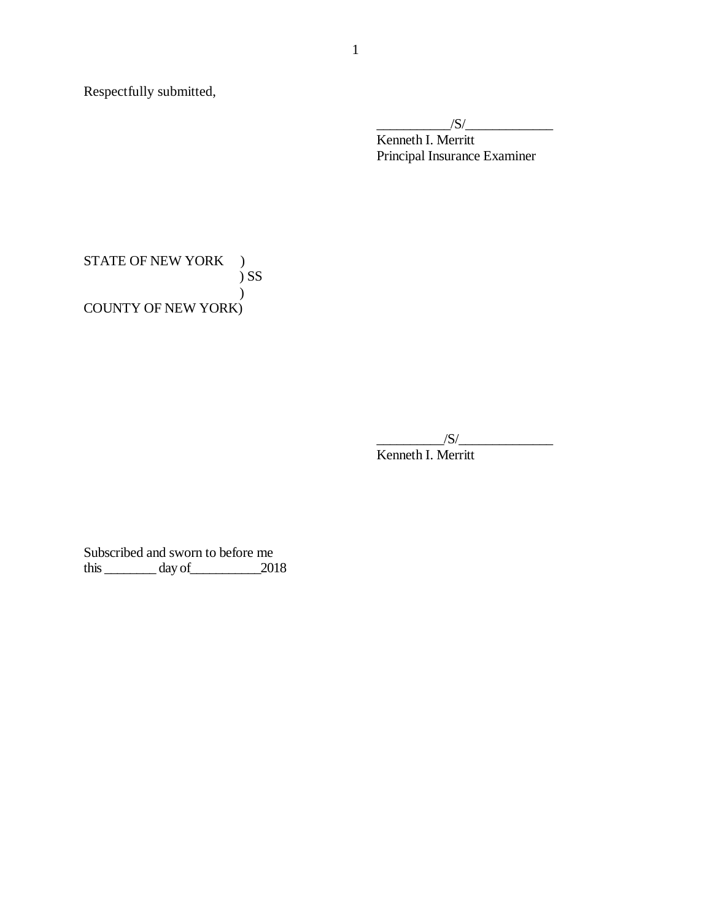Respectfully submitted,

___________/S/_____________
Kenneth I. Merritt
Principal Insurance Examiner

STATE OF NEW YORK )
) SS
)
COUNTY OF NEW YORK)

__________/S/______________
Kenneth I. Merritt

Subscribed and sworn to before me
this ________ day of__________2018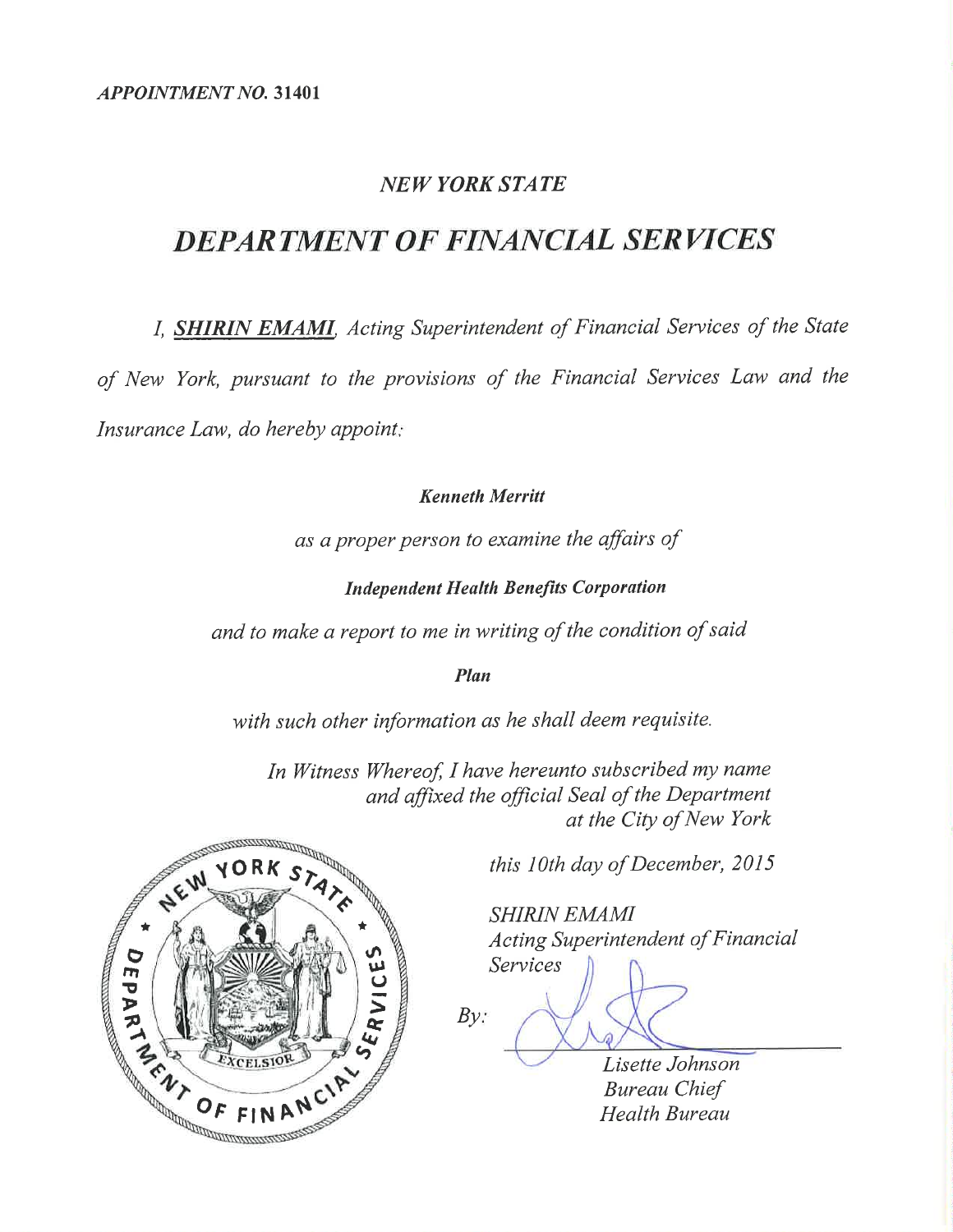*APPOINTMENT NO.* **31401**

## *NEW YORK STATE*

# *DEPARTMENT OF FINANCIAL SERVICES*

*I,* ***SHIRIN EMAMI****, Acting Superintendent of Financial Services of the State of New York, pursuant to the provisions of the Financial Services Law and the Insurance Law, do hereby appoint:*

***Kenneth Merritt***

*as a proper person to examine the affairs of*

***Independent Health Benefits Corporation***

*and to make a report to me in writing of the condition of said*

***Plan***

*with such other information as he shall deem requisite.*

*In Witness Whereof, I have hereunto subscribed my name and affixed the official Seal of the Department at the City of New York*

*this 10th day of December, 2015*

*SHIRIN EMAMI*
*Acting Superintendent of Financial Services*

*By:*

*Lisette Johnson*
*Bureau Chief*
*Health Bureau*